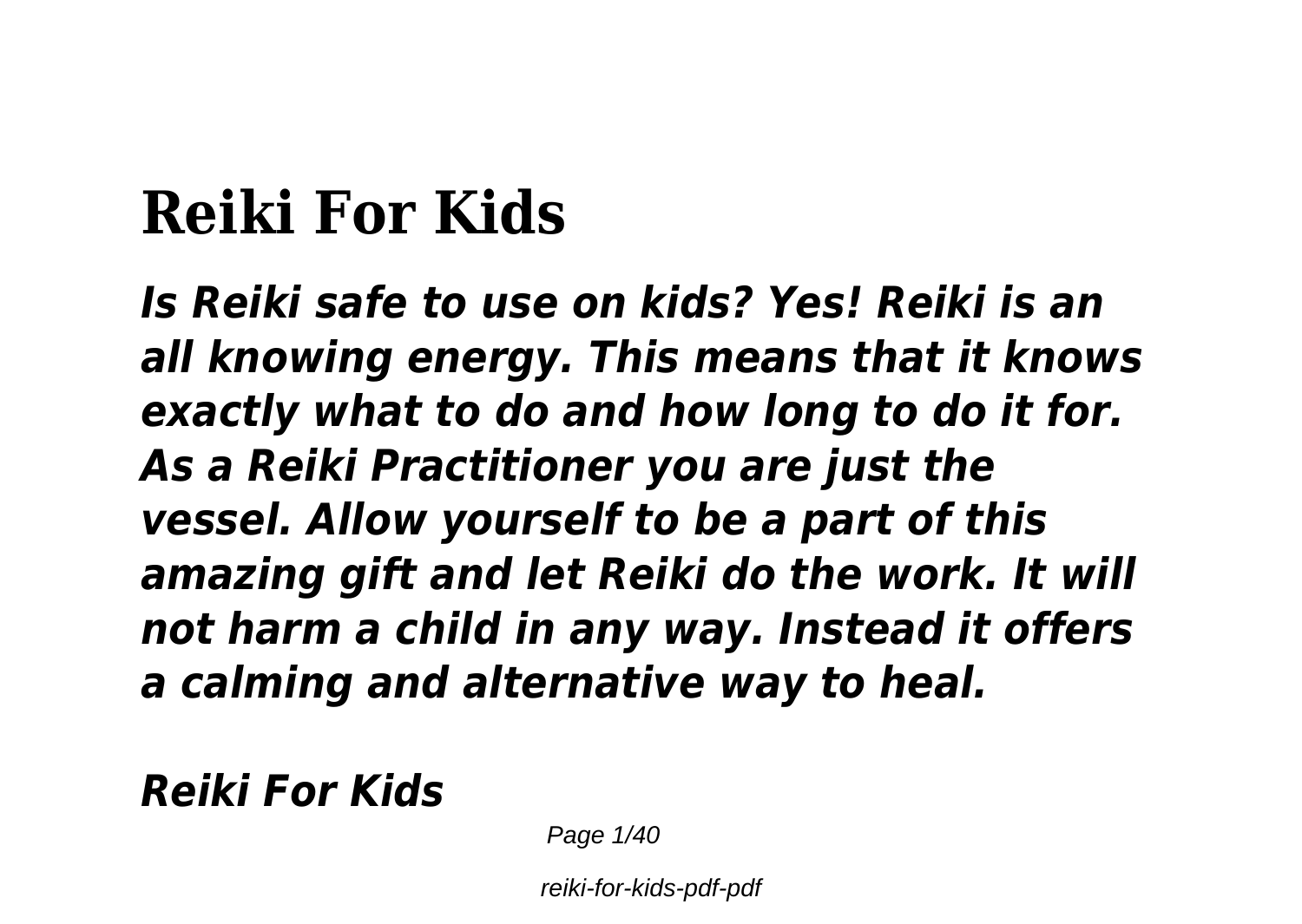# Reiki For Kids

***Is Reiki safe to use on kids? Yes! Reiki is an all knowing energy. This means that it knows exactly what to do and how long to do it for. As a Reiki Practitioner you are just the vessel. Allow yourself to be a part of this amazing gift and let Reiki do the work. It will not harm a child in any way. Instead it offers a calming and alternative way to heal.***

***Reiki For Kids***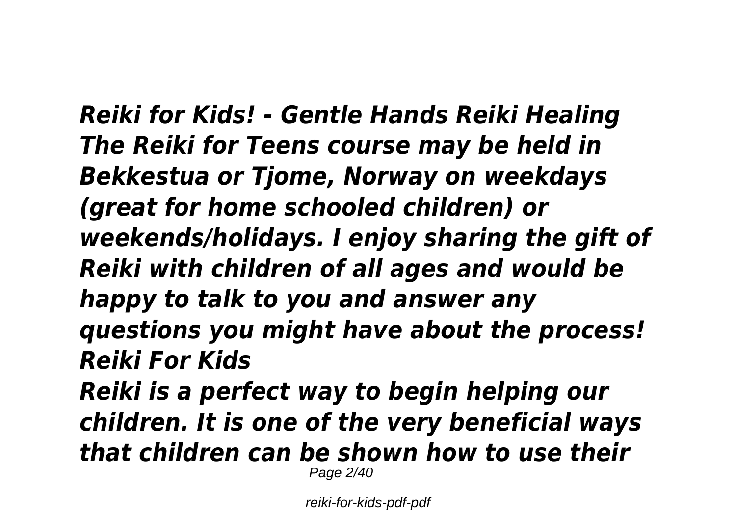*Reiki for Kids! - Gentle Hands Reiki Healing*
*The Reiki for Teens course may be held in Bekkestua or Tjome, Norway on weekdays (great for home schooled children) or weekends/holidays. I enjoy sharing the gift of Reiki with children of all ages and would be happy to talk to you and answer any questions you might have about the process!*
*Reiki For Kids*
*Reiki is a perfect way to begin helping our children. It is one of the very beneficial ways that children can be shown how to use their*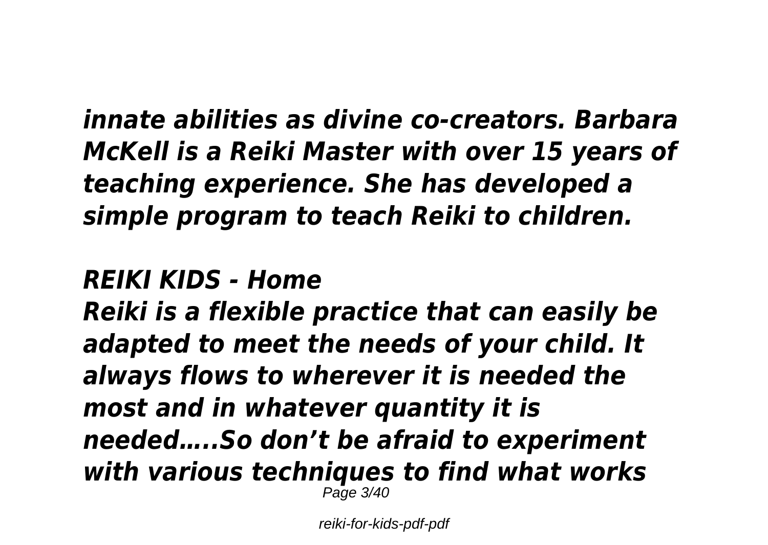*innate abilities as divine co-creators. Barbara McKell is a Reiki Master with over 15 years of teaching experience. She has developed a simple program to teach Reiki to children.*

## *REIKI KIDS - Home*

*Reiki is a flexible practice that can easily be adapted to meet the needs of your child. It always flows to wherever it is needed the most and in whatever quantity it is needed…..So don't be afraid to experiment with various techniques to find what works*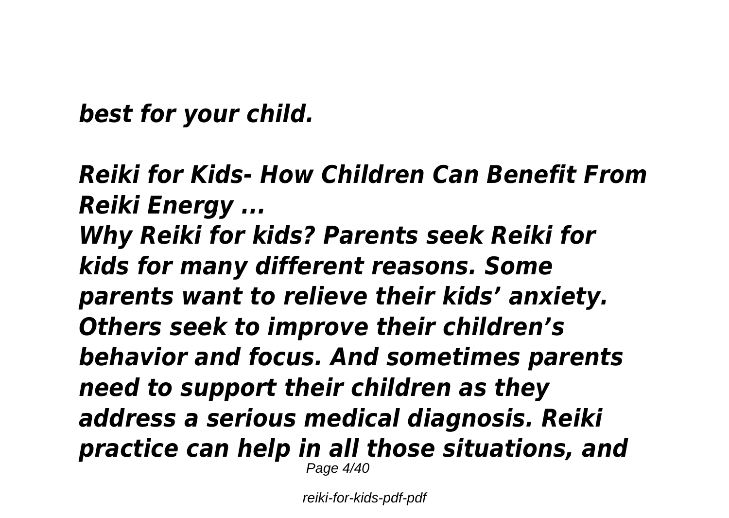***best for your child.***

***Reiki for Kids- How Children Can Benefit From Reiki Energy ...***

***Why Reiki for kids? Parents seek Reiki for kids for many different reasons. Some parents want to relieve their kids' anxiety. Others seek to improve their children's behavior and focus. And sometimes parents need to support their children as they address a serious medical diagnosis. Reiki practice can help in all those situations, and***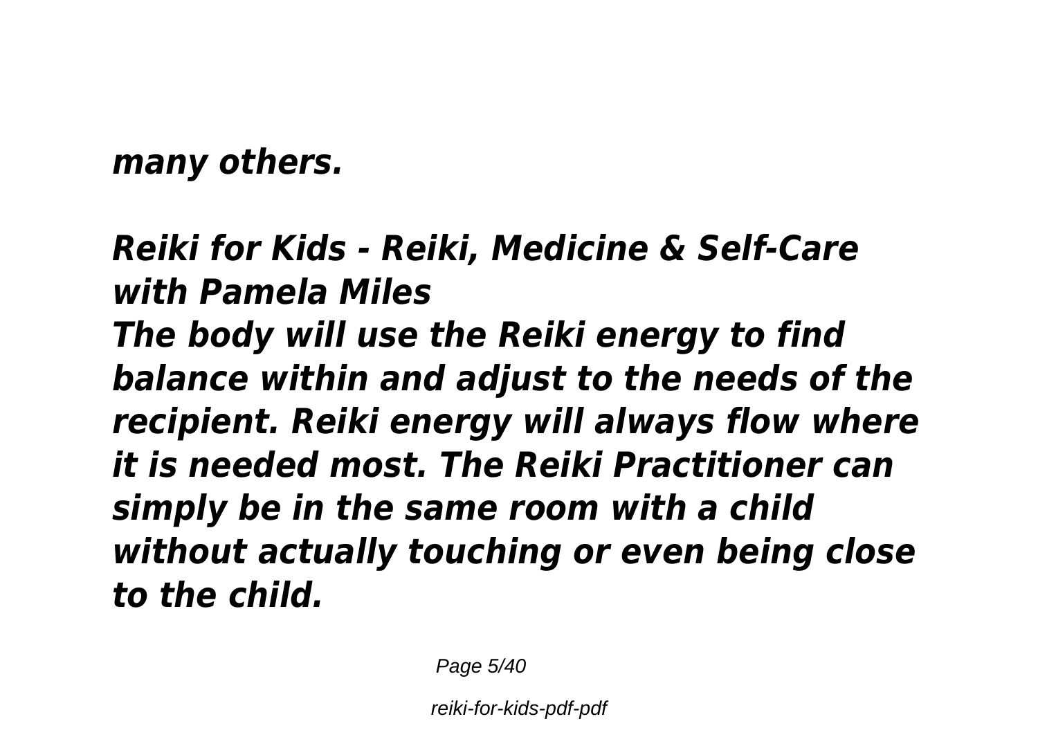***many others.***

***Reiki for Kids - Reiki, Medicine & Self-Care with Pamela Miles***

***The body will use the Reiki energy to find balance within and adjust to the needs of the recipient. Reiki energy will always flow where it is needed most. The Reiki Practitioner can simply be in the same room with a child without actually touching or even being close to the child.***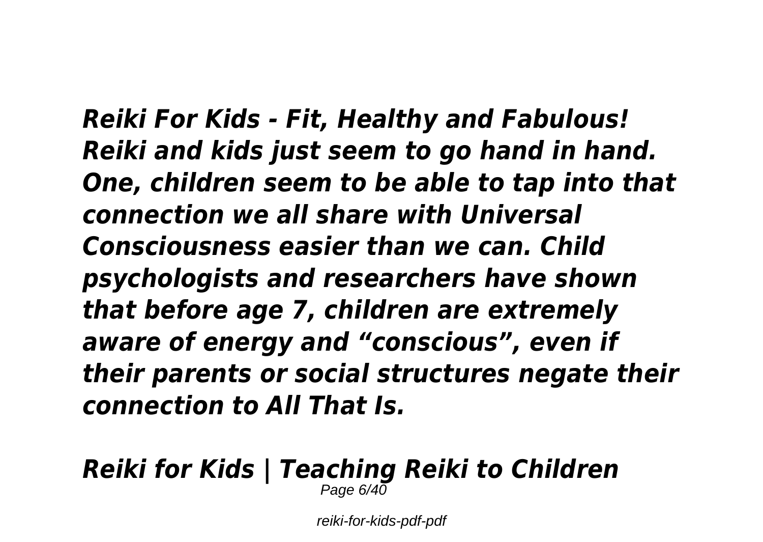***Reiki For Kids - Fit, Healthy and Fabulous! Reiki and kids just seem to go hand in hand. One, children seem to be able to tap into that connection we all share with Universal Consciousness easier than we can. Child psychologists and researchers have shown that before age 7, children are extremely aware of energy and "conscious", even if their parents or social structures negate their connection to All That Is.***

***Reiki for Kids | Teaching Reiki to Children***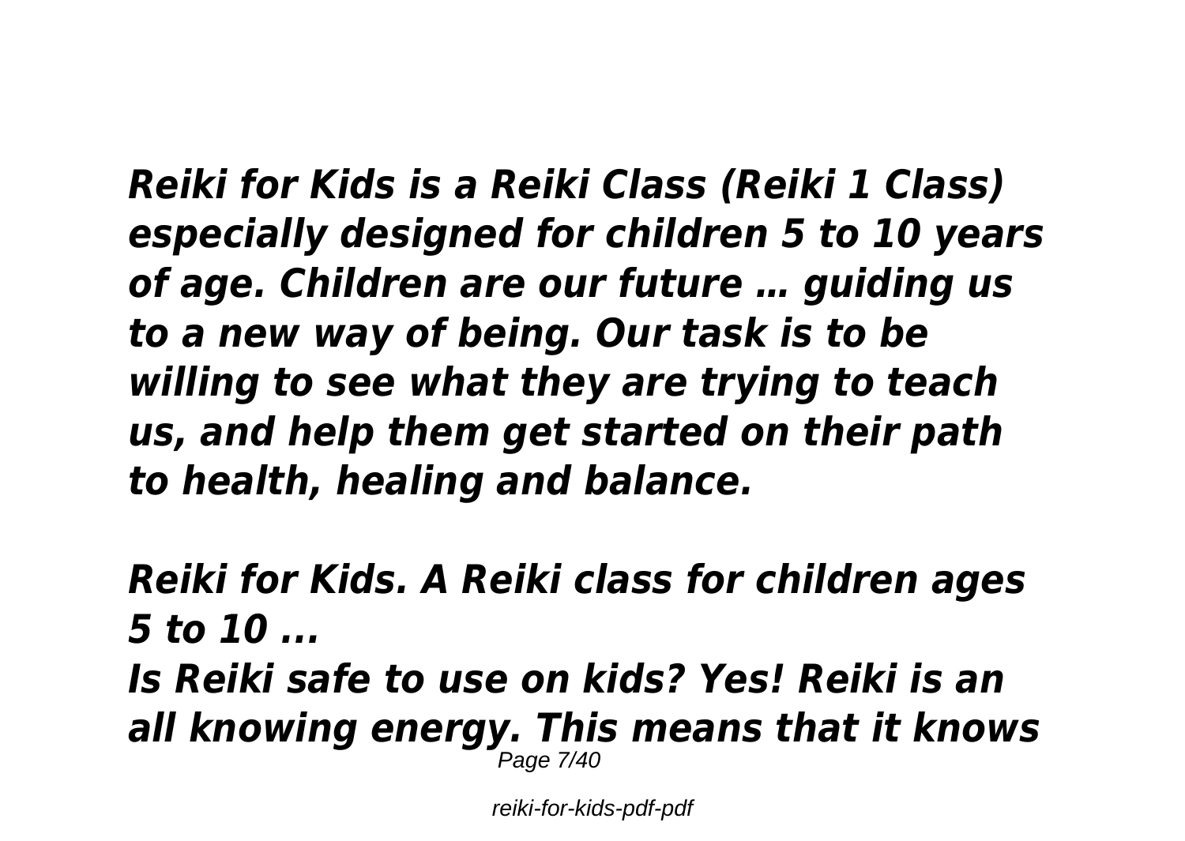***Reiki for Kids is a Reiki Class (Reiki 1 Class) especially designed for children 5 to 10 years of age. Children are our future … guiding us to a new way of being. Our task is to be willing to see what they are trying to teach us, and help them get started on their path to health, healing and balance.***

***Reiki for Kids. A Reiki class for children ages 5 to 10 ...***

***Is Reiki safe to use on kids? Yes! Reiki is an all knowing energy. This means that it knows***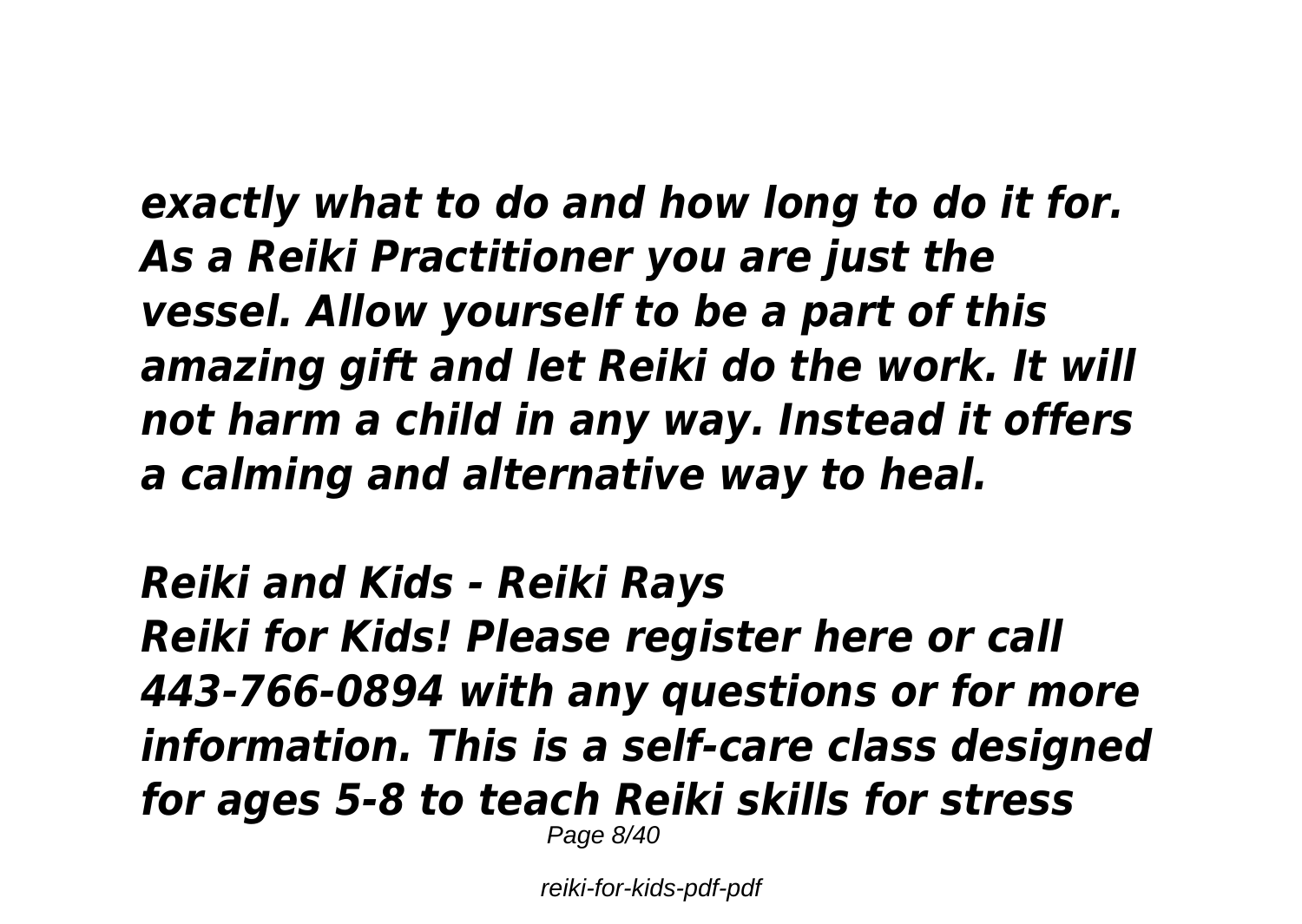*exactly what to do and how long to do it for. As a Reiki Practitioner you are just the vessel. Allow yourself to be a part of this amazing gift and let Reiki do the work. It will not harm a child in any way. Instead it offers a calming and alternative way to heal.*

## *Reiki and Kids - Reiki Rays*

*Reiki for Kids! Please register here or call 443-766-0894 with any questions or for more information. This is a self-care class designed for ages 5-8 to teach Reiki skills for stress*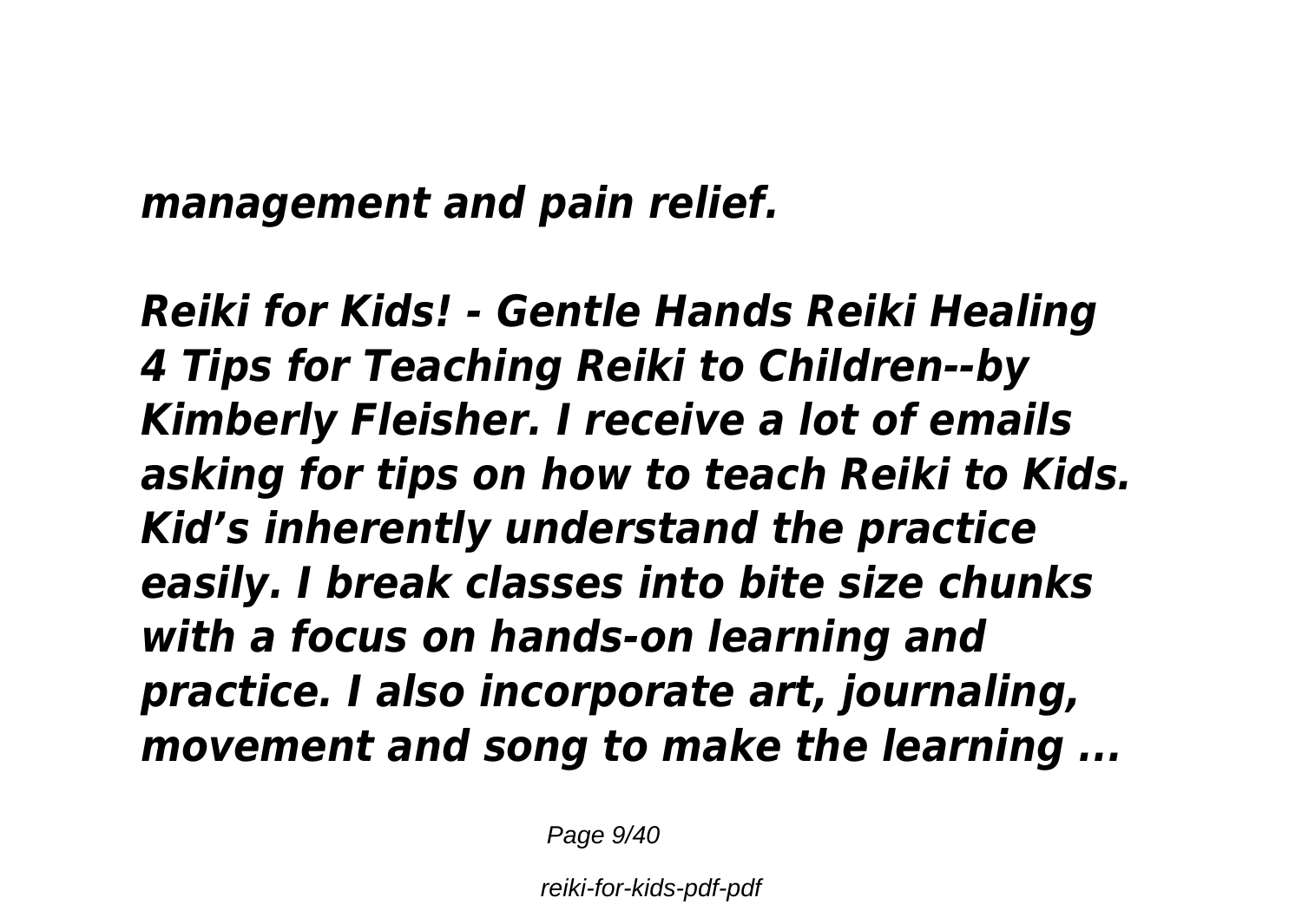*management and pain relief.*

***Reiki for Kids! - Gentle Hands Reiki Healing***
***4 Tips for Teaching Reiki to Children--by Kimberly Fleisher. I receive a lot of emails asking for tips on how to teach Reiki to Kids. Kid's inherently understand the practice easily. I break classes into bite size chunks with a focus on hands-on learning and practice. I also incorporate art, journaling, movement and song to make the learning ...***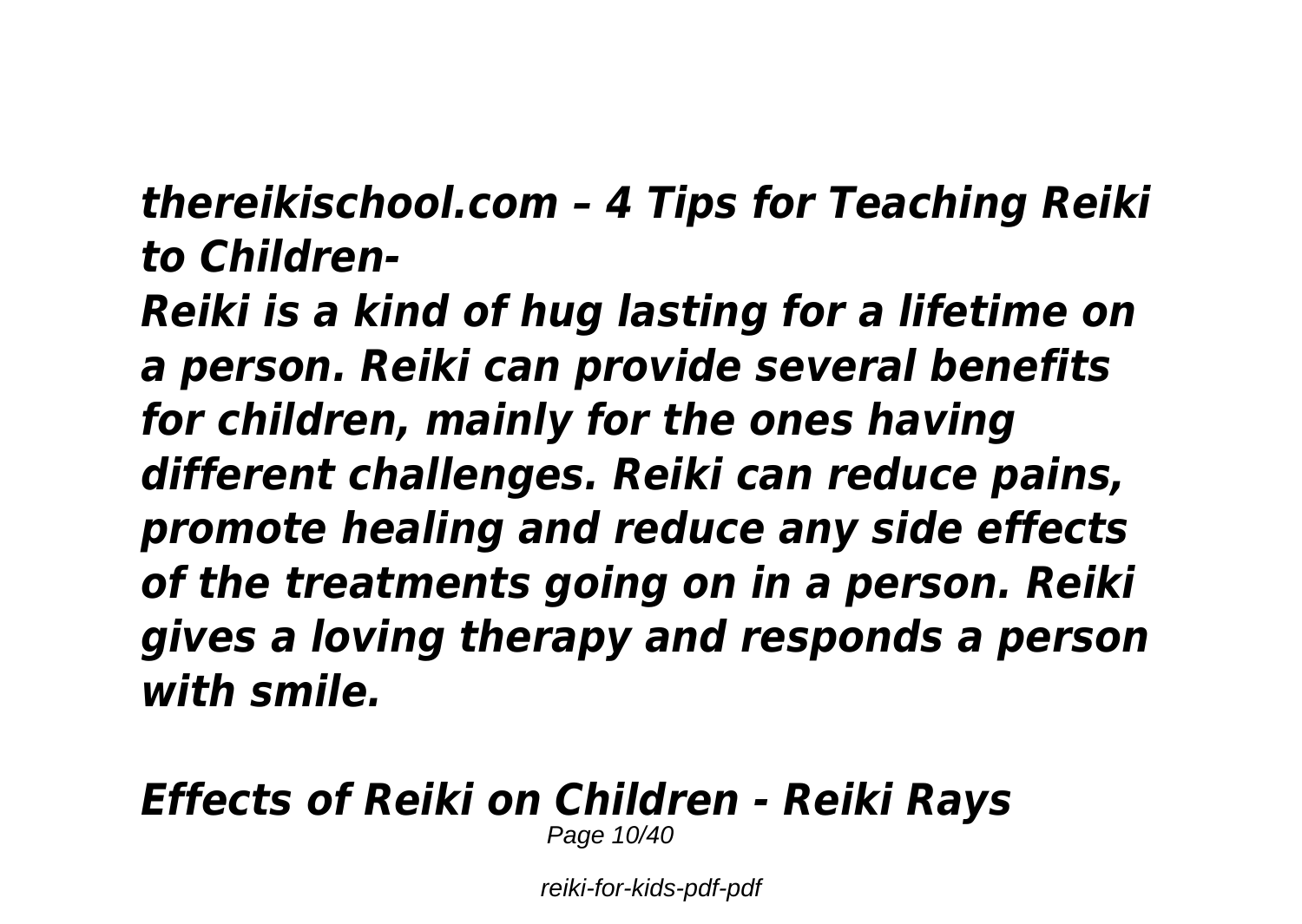***thereikischool.com – 4 Tips for Teaching Reiki to Children-***

***Reiki is a kind of hug lasting for a lifetime on a person. Reiki can provide several benefits for children, mainly for the ones having different challenges. Reiki can reduce pains, promote healing and reduce any side effects of the treatments going on in a person. Reiki gives a loving therapy and responds a person with smile.***

***Effects of Reiki on Children - Reiki Rays***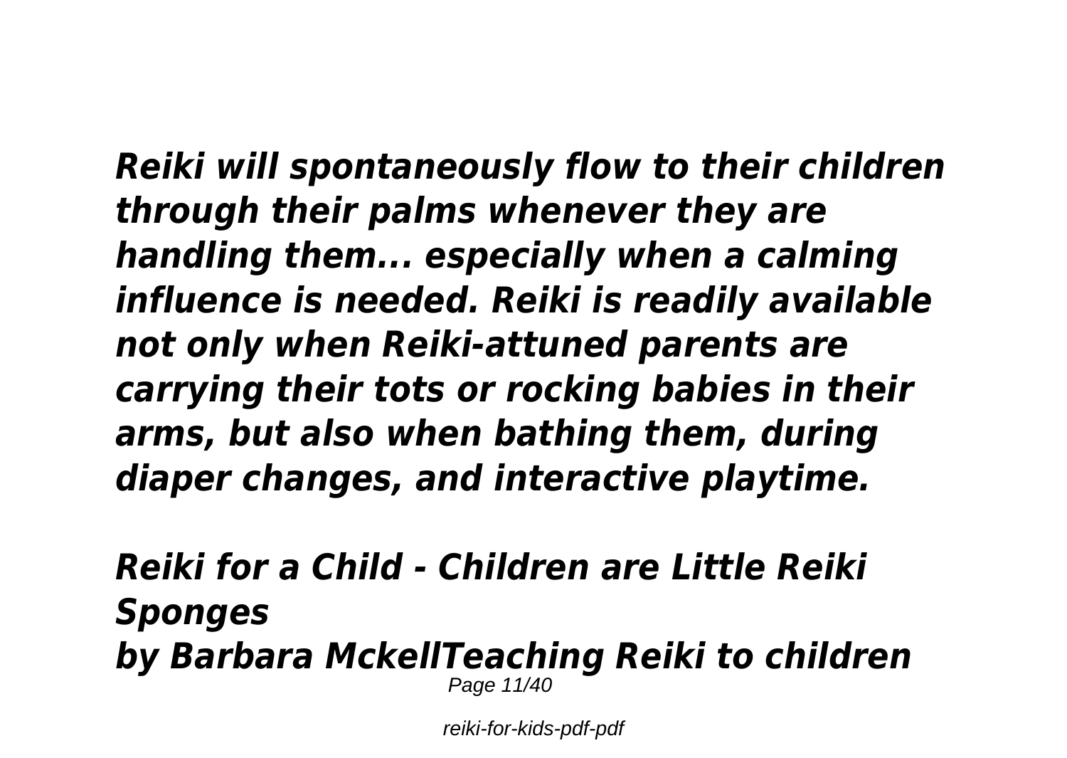*Reiki will spontaneously flow to their children through their palms whenever they are handling them... especially when a calming influence is needed. Reiki is readily available not only when Reiki-attuned parents are carrying their tots or rocking babies in their arms, but also when bathing them, during diaper changes, and interactive playtime.*

*Reiki for a Child - Children are Little Reiki Sponges*
*by Barbara MckellTeaching Reiki to children*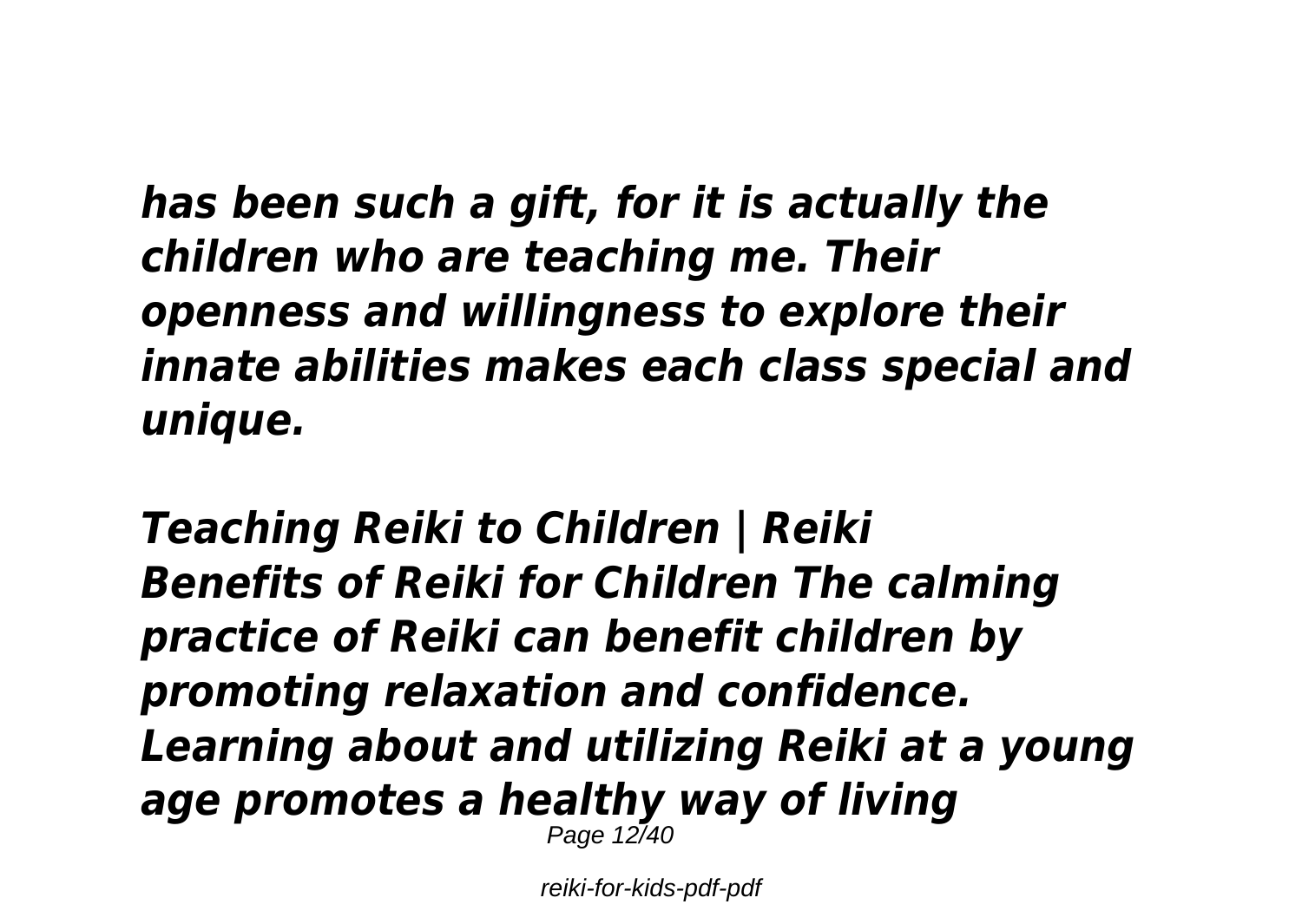***has been such a gift, for it is actually the children who are teaching me. Their openness and willingness to explore their innate abilities makes each class special and unique.***

***Teaching Reiki to Children | Reiki***
***Benefits of Reiki for Children The calming practice of Reiki can benefit children by promoting relaxation and confidence. Learning about and utilizing Reiki at a young age promotes a healthy way of living***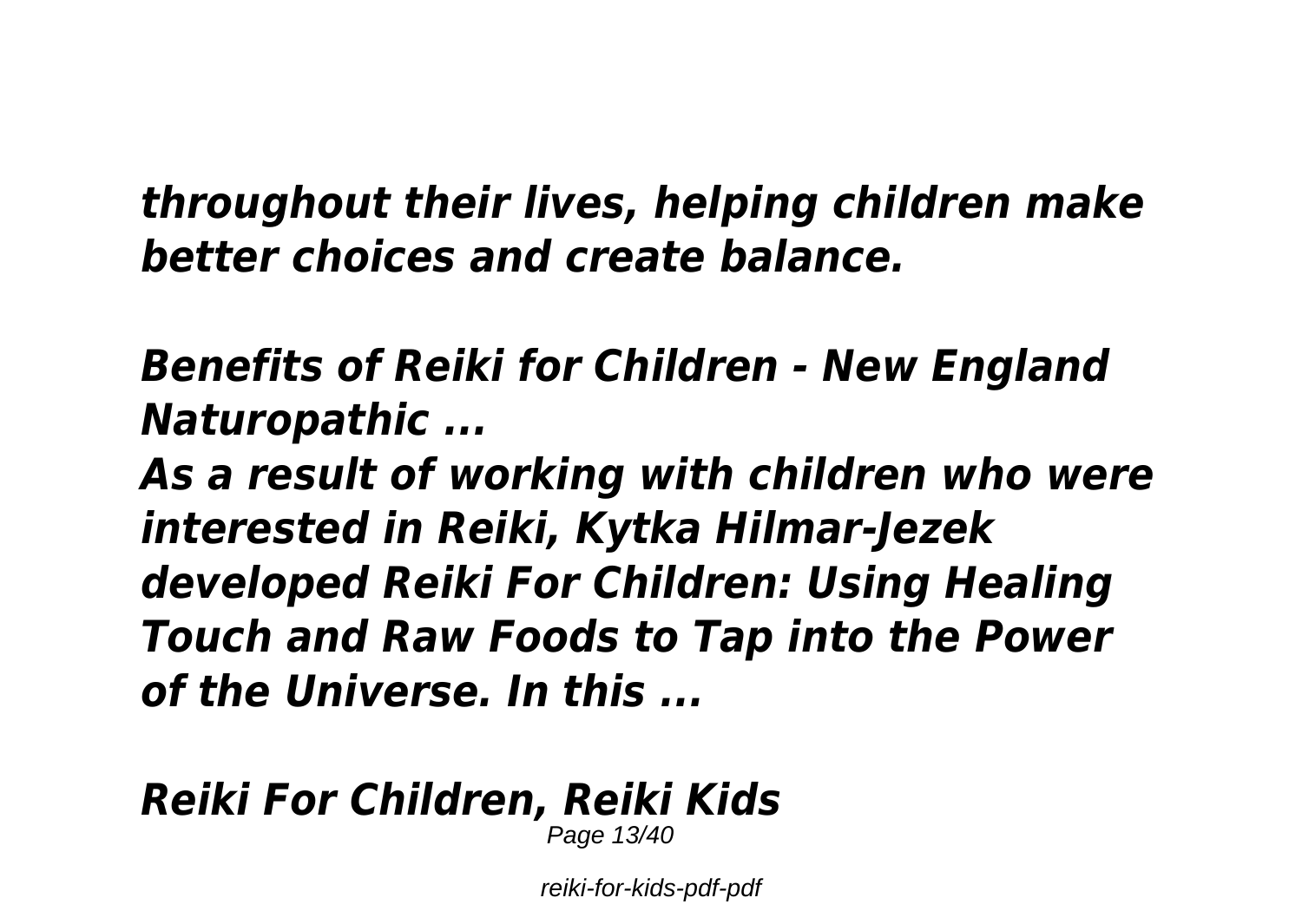*throughout their lives, helping children make better choices and create balance.*

***Benefits of Reiki for Children - New England Naturopathic ...***

*As a result of working with children who were interested in Reiki, Kytka Hilmar-Jezek developed Reiki For Children: Using Healing Touch and Raw Foods to Tap into the Power of the Universe. In this ...*

***Reiki For Children, Reiki Kids***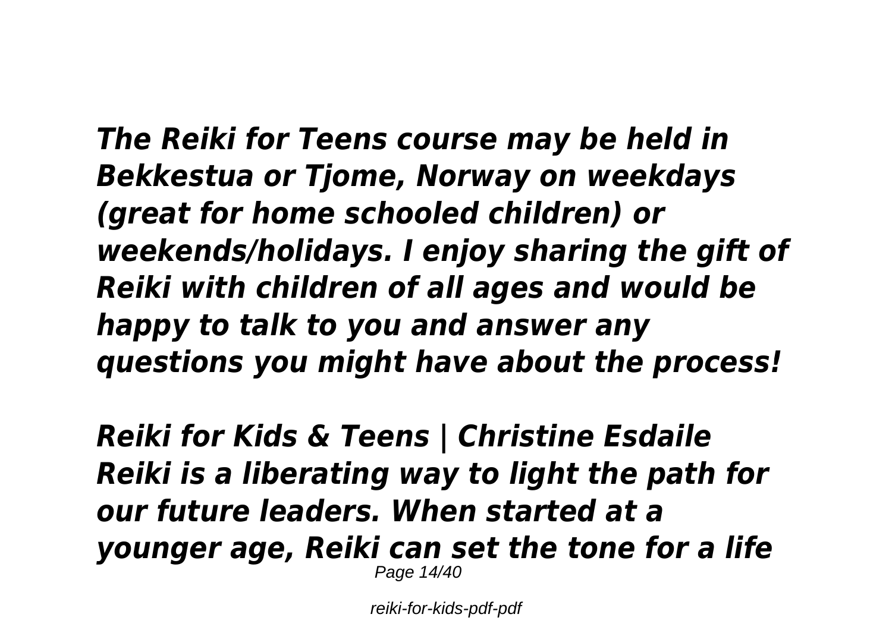***The Reiki for Teens course may be held in Bekkestua or Tjome, Norway on weekdays (great for home schooled children) or weekends/holidays. I enjoy sharing the gift of Reiki with children of all ages and would be happy to talk to you and answer any questions you might have about the process!***

***Reiki for Kids & Teens | Christine Esdaile***
***Reiki is a liberating way to light the path for our future leaders. When started at a younger age, Reiki can set the tone for a life***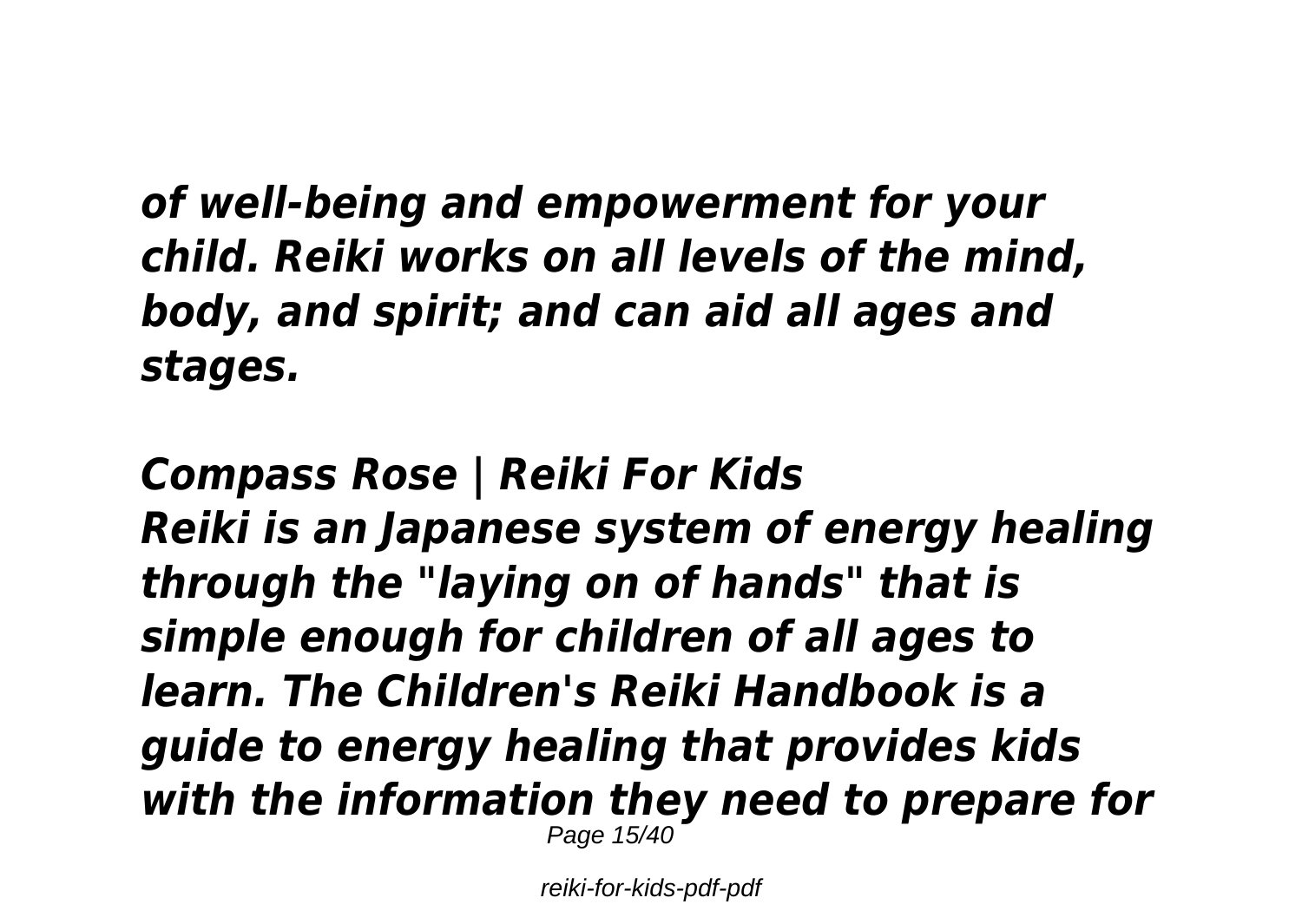*of well-being and empowerment for your child. Reiki works on all levels of the mind, body, and spirit; and can aid all ages and stages.*

## *Compass Rose | Reiki For Kids*

*Reiki is an Japanese system of energy healing through the "laying on of hands" that is simple enough for children of all ages to learn. The Children's Reiki Handbook is a guide to energy healing that provides kids with the information they need to prepare for*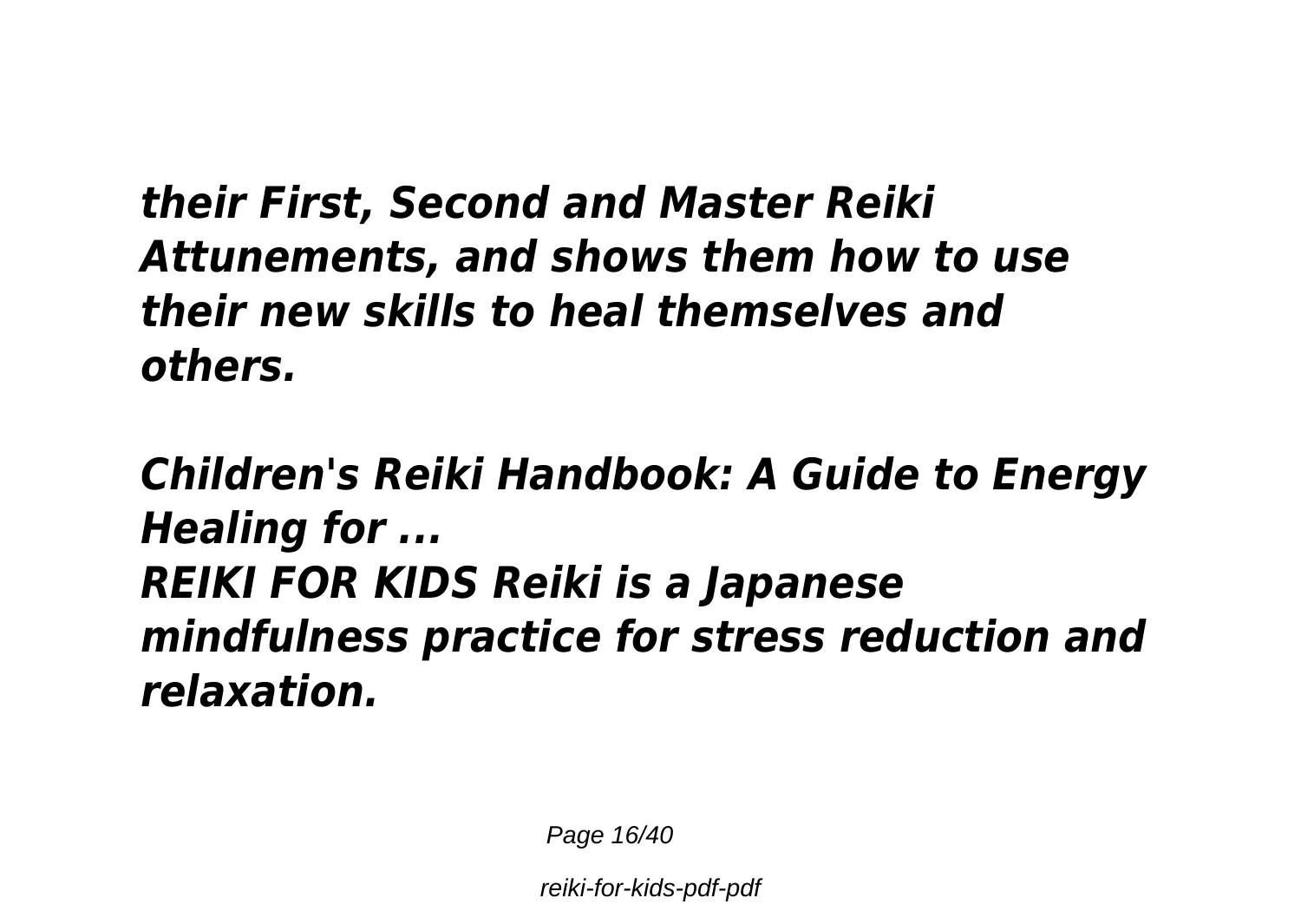***their First, Second and Master Reiki Attunements, and shows them how to use their new skills to heal themselves and others.***

***Children's Reiki Handbook: A Guide to Energy Healing for ...***
***REIKI FOR KIDS Reiki is a Japanese mindfulness practice for stress reduction and relaxation.***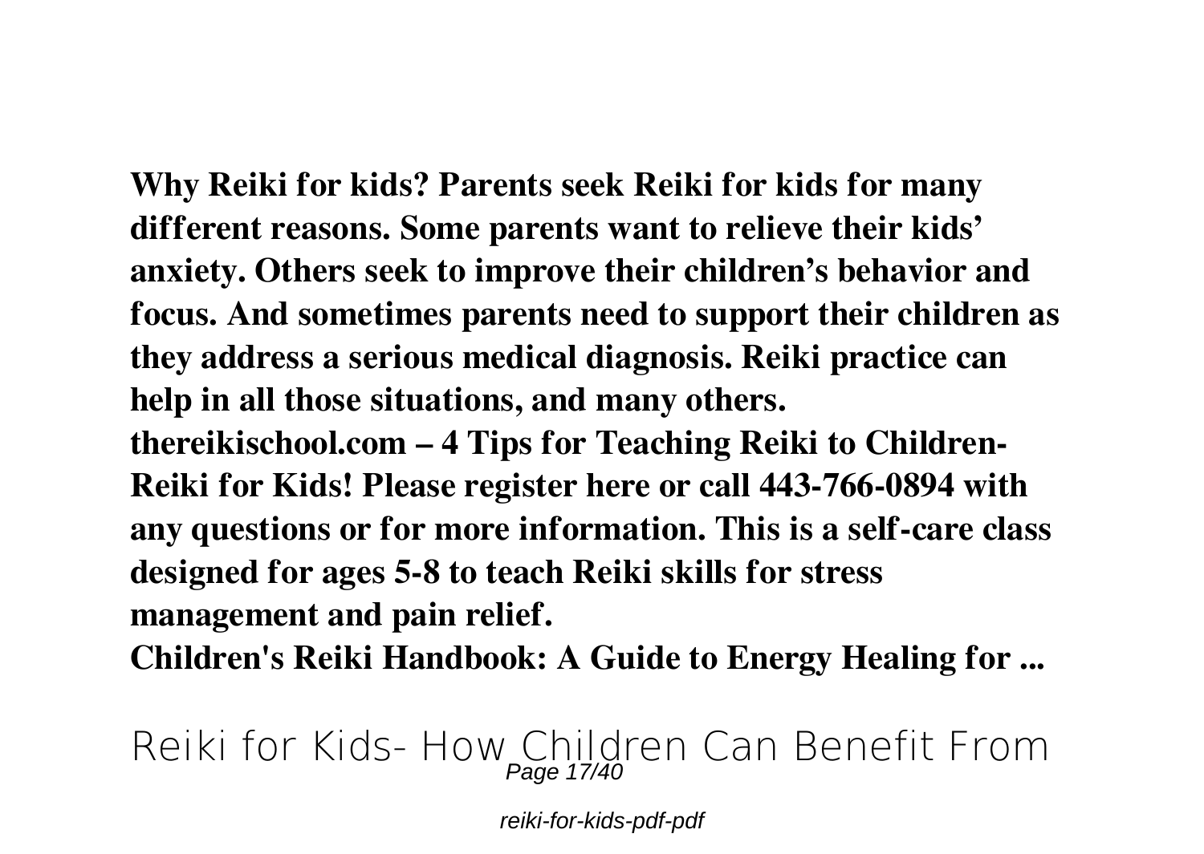**Why Reiki for kids? Parents seek Reiki for kids for many different reasons. Some parents want to relieve their kids' anxiety. Others seek to improve their children's behavior and focus. And sometimes parents need to support their children as they address a serious medical diagnosis. Reiki practice can help in all those situations, and many others.**

**thereikischool.com – 4 Tips for Teaching Reiki to Children-Reiki for Kids! Please register here or call 443-766-0894 with any questions or for more information. This is a self-care class designed for ages 5-8 to teach Reiki skills for stress management and pain relief.**

**Children's Reiki Handbook: A Guide to Energy Healing for ...**

## Reiki for Kids- How Children Can Benefit From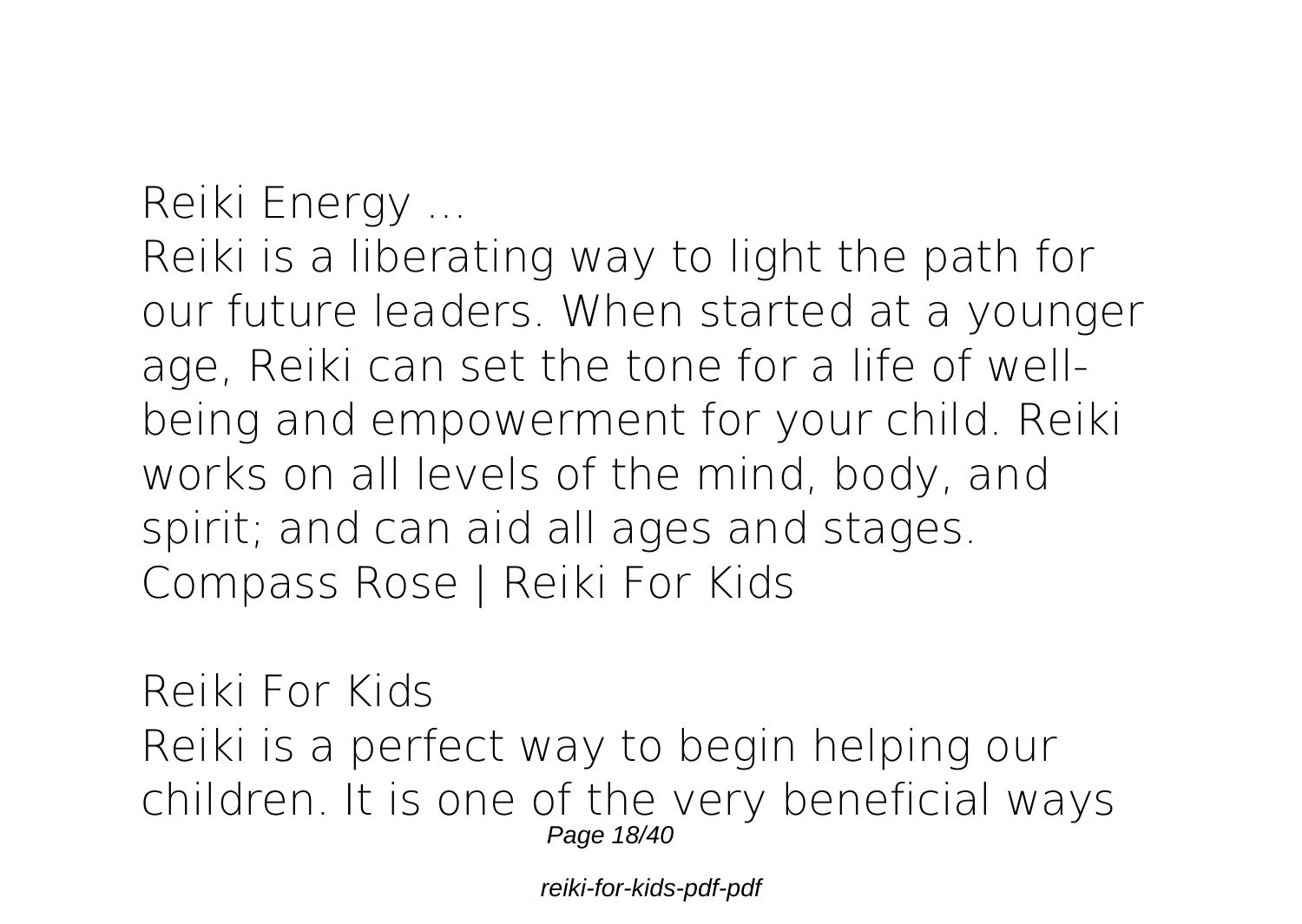**Reiki Energy ...**

Reiki is a liberating way to light the path for our future leaders. When started at a younger age, Reiki can set the tone for a life of well-being and empowerment for your child. Reiki works on all levels of the mind, body, and spirit; and can aid all ages and stages.

Compass Rose | Reiki For Kids

**Reiki For Kids**

Reiki is a perfect way to begin helping our children. It is one of the very beneficial ways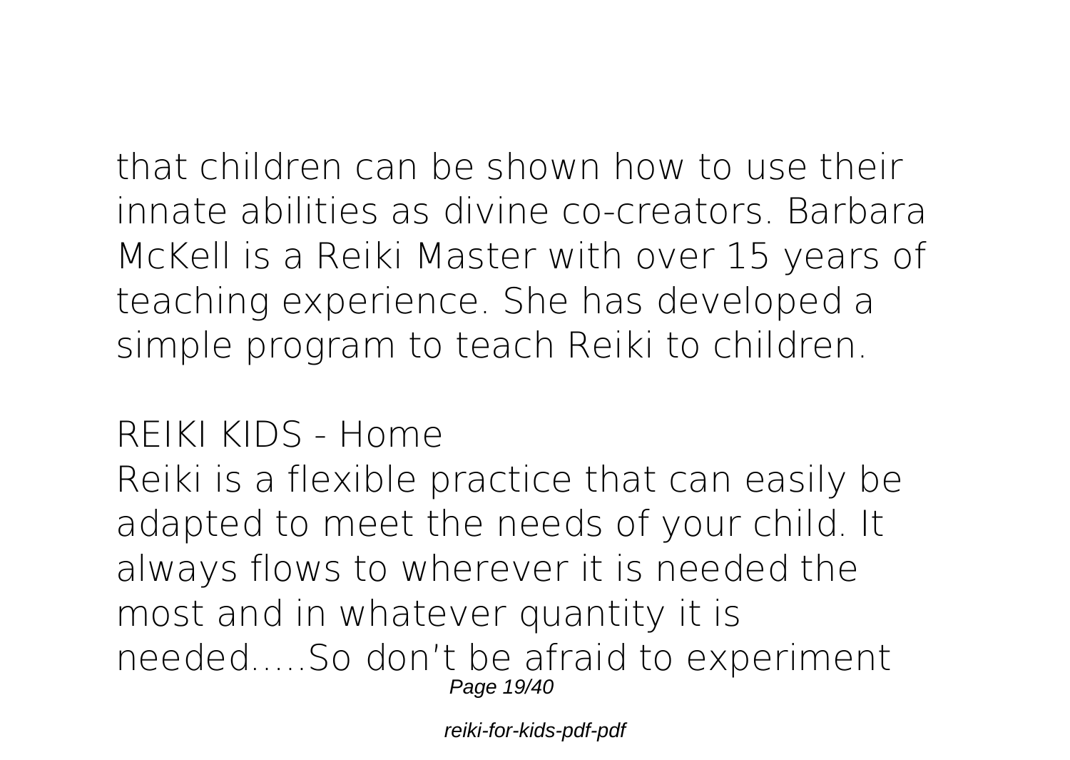that children can be shown how to use their innate abilities as divine co-creators. Barbara McKell is a Reiki Master with over 15 years of teaching experience. She has developed a simple program to teach Reiki to children.

**REIKI KIDS - Home**

Reiki is a flexible practice that can easily be adapted to meet the needs of your child. It always flows to wherever it is needed the most and in whatever quantity it is needed.....So don't be afraid to experiment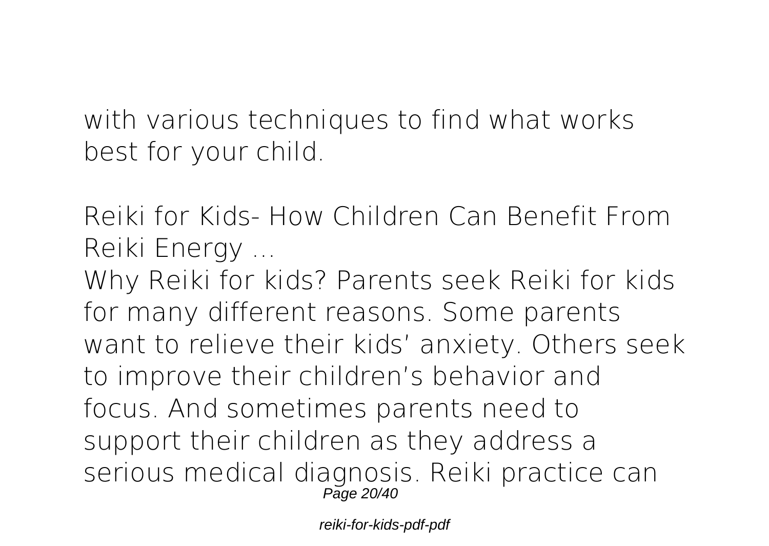with various techniques to find what works best for your child.

**Reiki for Kids- How Children Can Benefit From Reiki Energy ...**

Why Reiki for kids? Parents seek Reiki for kids for many different reasons. Some parents want to relieve their kids' anxiety. Others seek to improve their children's behavior and focus. And sometimes parents need to support their children as they address a serious medical diagnosis. Reiki practice can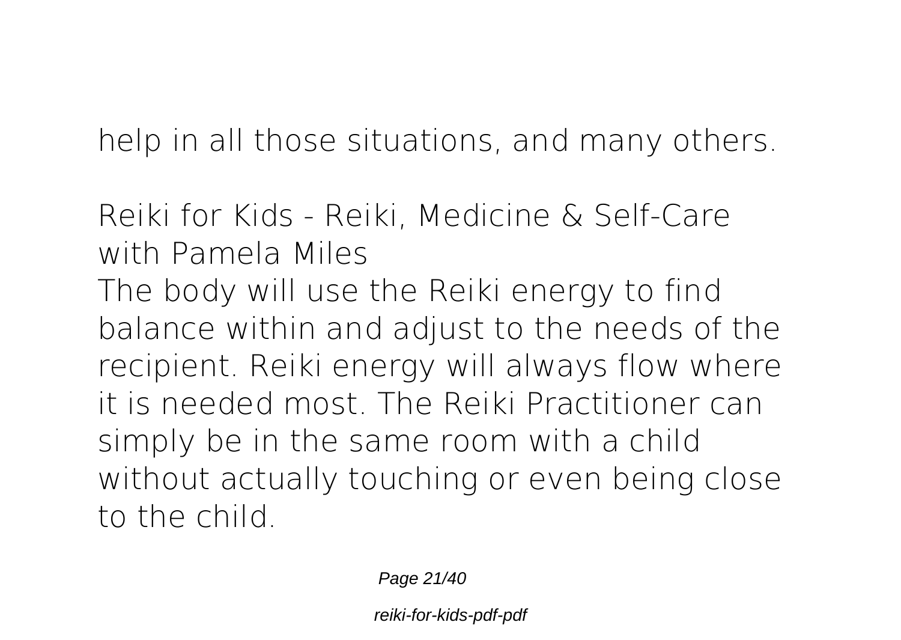help in all those situations, and many others.

**Reiki for Kids - Reiki, Medicine & Self-Care with Pamela Miles**

The body will use the Reiki energy to find balance within and adjust to the needs of the recipient. Reiki energy will always flow where it is needed most. The Reiki Practitioner can simply be in the same room with a child without actually touching or even being close to the child.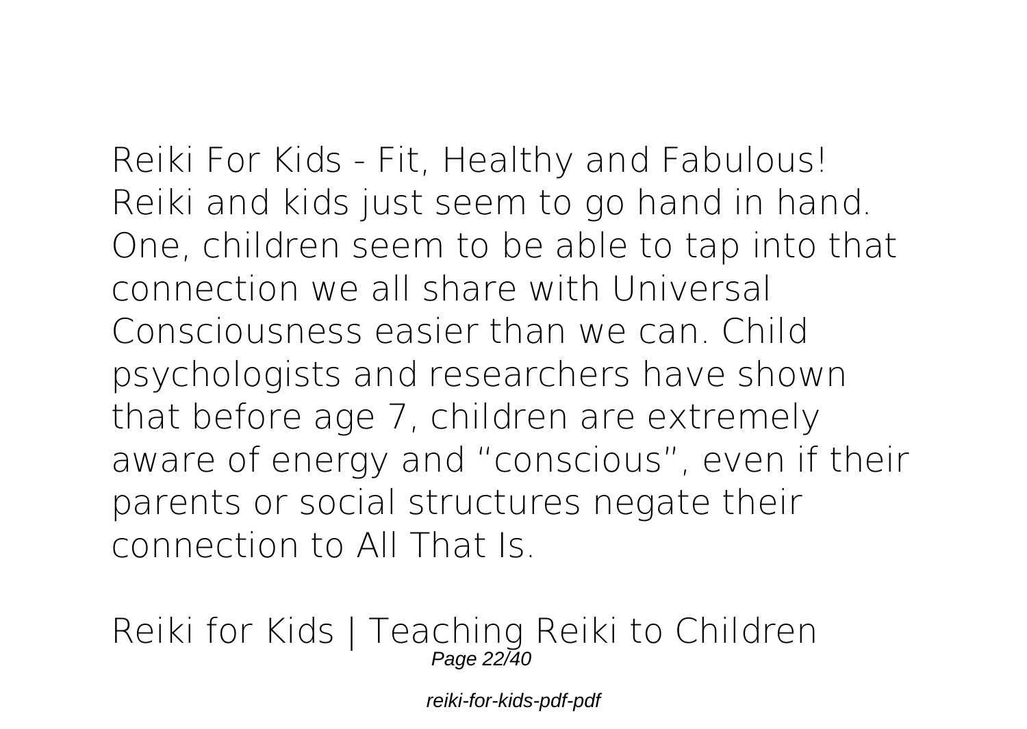**Reiki For Kids - Fit, Healthy and Fabulous!**

Reiki and kids just seem to go hand in hand. One, children seem to be able to tap into that connection we all share with Universal Consciousness easier than we can. Child psychologists and researchers have shown that before age 7, children are extremely aware of energy and "conscious", even if their parents or social structures negate their connection to All That Is.

**Reiki for Kids | Teaching Reiki to Children**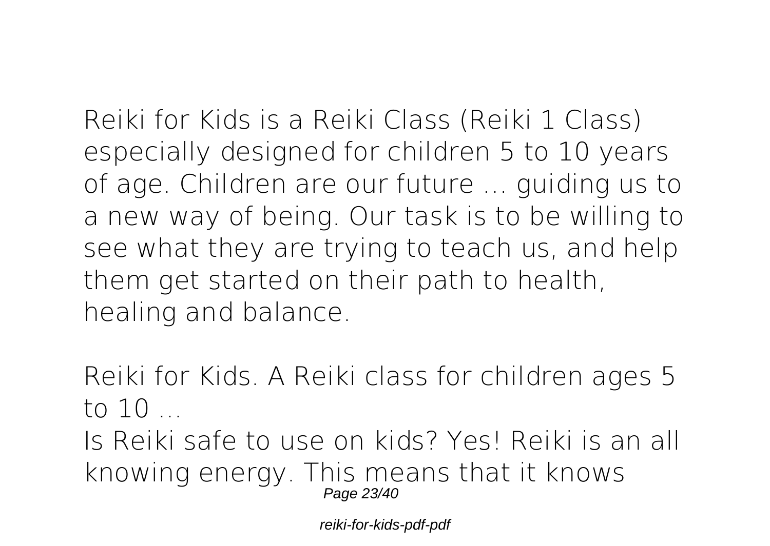Reiki for Kids is a Reiki Class (Reiki 1 Class) especially designed for children 5 to 10 years of age. Children are our future … guiding us to a new way of being. Our task is to be willing to see what they are trying to teach us, and help them get started on their path to health, healing and balance.

**Reiki for Kids. A Reiki class for children ages 5 to 10 ...**

Is Reiki safe to use on kids? Yes! Reiki is an all knowing energy. This means that it knows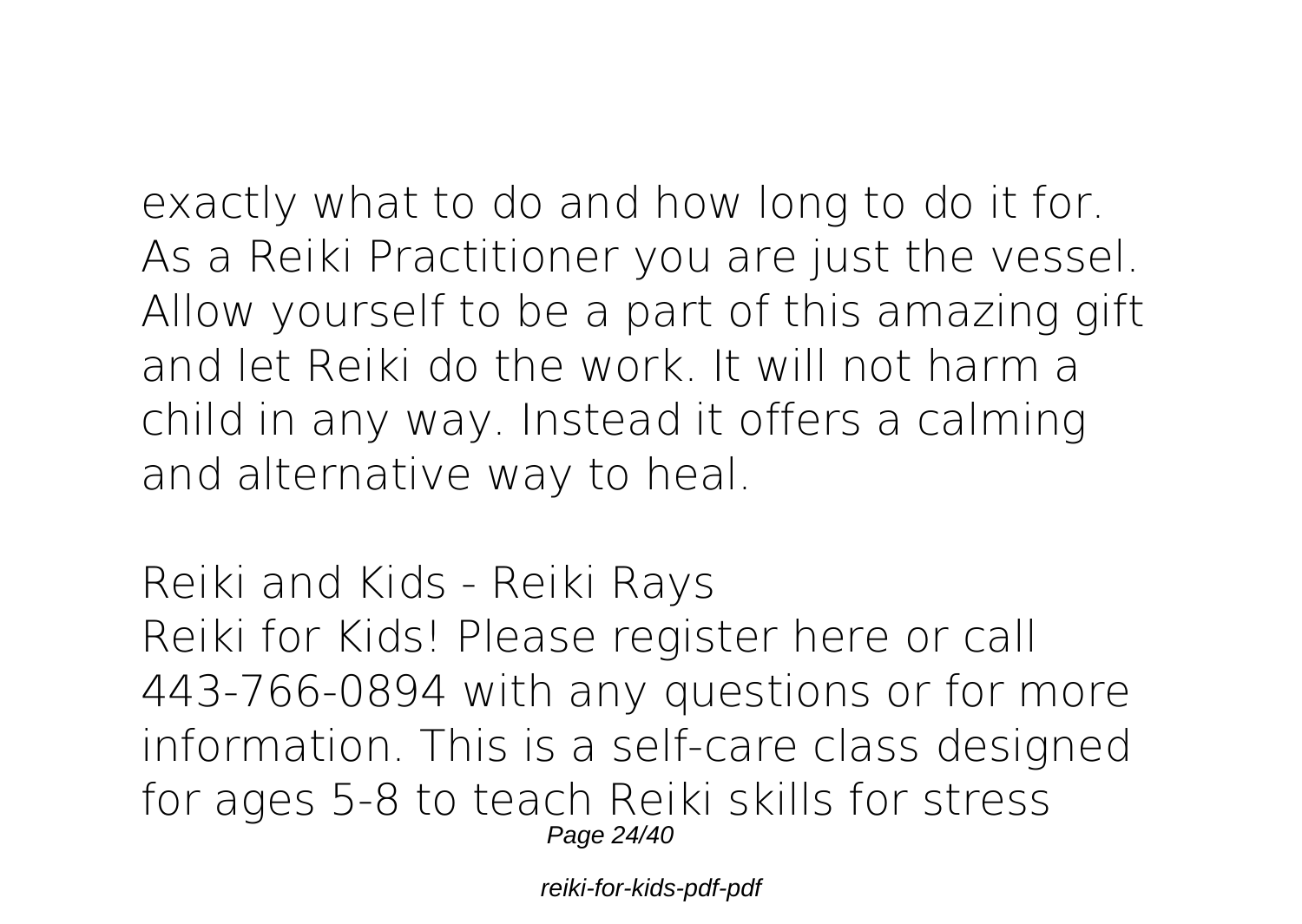exactly what to do and how long to do it for. As a Reiki Practitioner you are just the vessel. Allow yourself to be a part of this amazing gift and let Reiki do the work. It will not harm a child in any way. Instead it offers a calming and alternative way to heal.

**Reiki and Kids - Reiki Rays**

Reiki for Kids! Please register here or call 443-766-0894 with any questions or for more information. This is a self-care class designed for ages 5-8 to teach Reiki skills for stress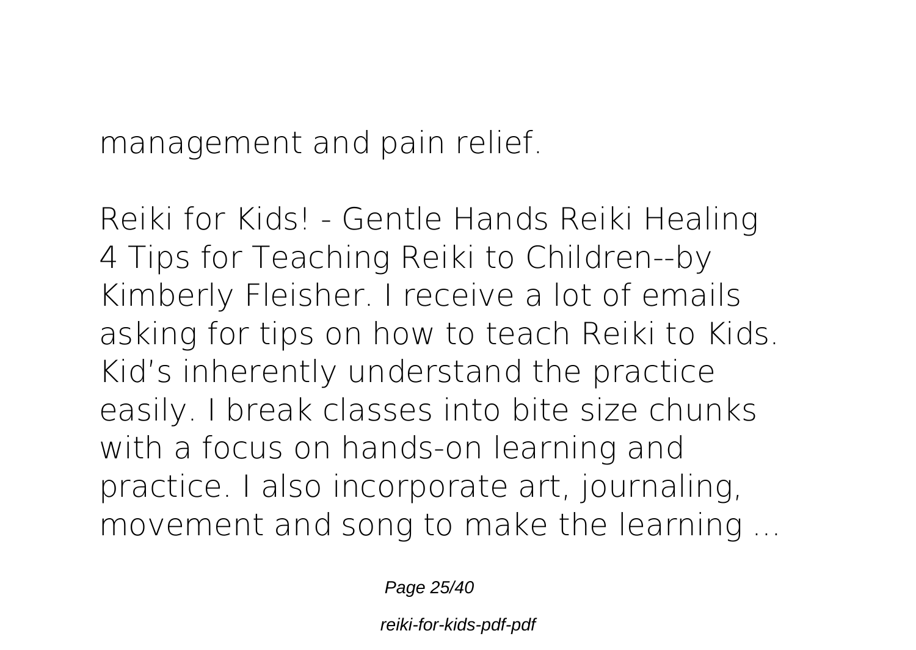management and pain relief.

**Reiki for Kids! - Gentle Hands Reiki Healing**
4 Tips for Teaching Reiki to Children--by Kimberly Fleisher. I receive a lot of emails asking for tips on how to teach Reiki to Kids. Kid's inherently understand the practice easily. I break classes into bite size chunks with a focus on hands-on learning and practice. I also incorporate art, journaling, movement and song to make the learning ...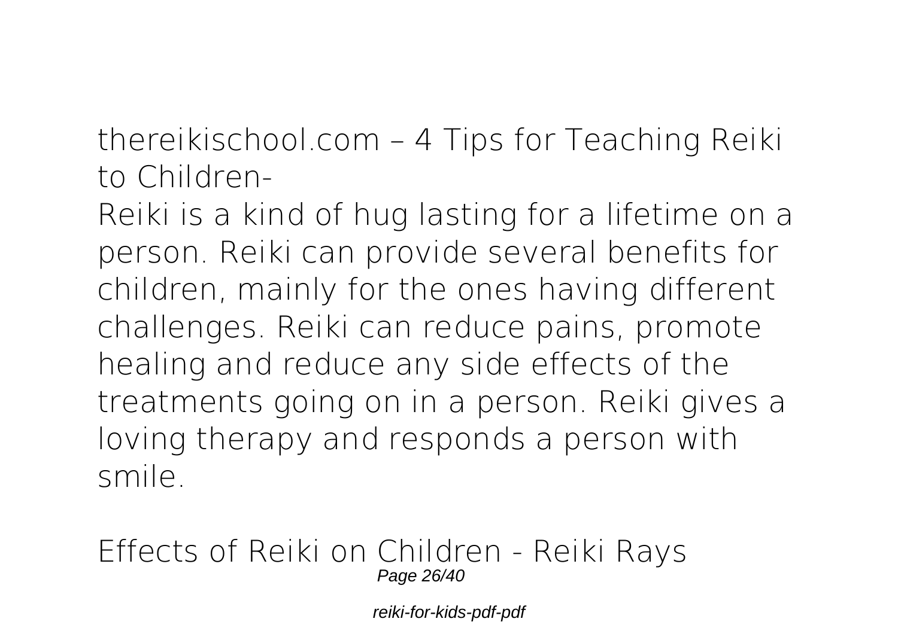**thereikischool.com – 4 Tips for Teaching Reiki to Children-**

Reiki is a kind of hug lasting for a lifetime on a person. Reiki can provide several benefits for children, mainly for the ones having different challenges. Reiki can reduce pains, promote healing and reduce any side effects of the treatments going on in a person. Reiki gives a loving therapy and responds a person with smile.

**Effects of Reiki on Children - Reiki Rays**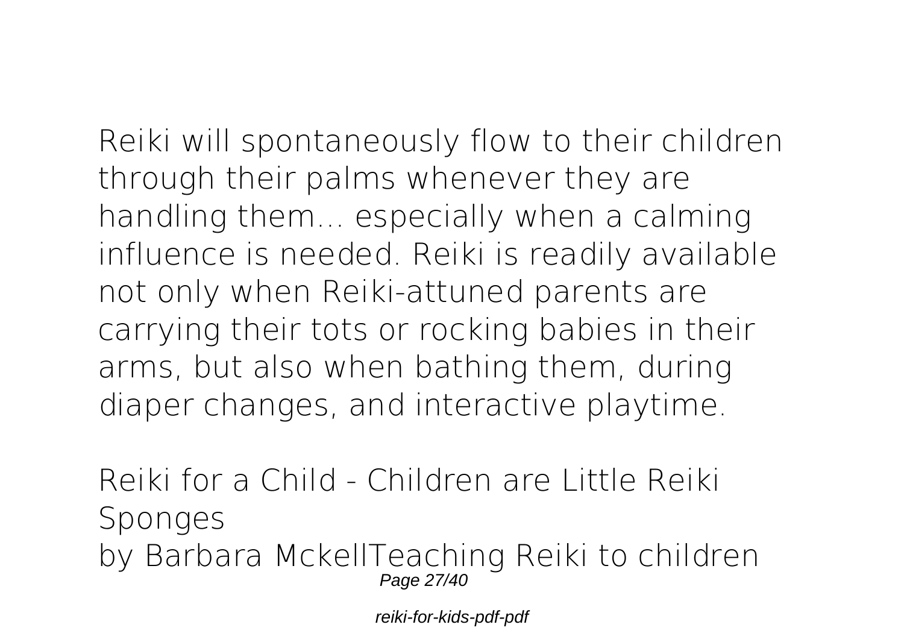Reiki will spontaneously flow to their children through their palms whenever they are handling them... especially when a calming influence is needed. Reiki is readily available not only when Reiki-attuned parents are carrying their tots or rocking babies in their arms, but also when bathing them, during diaper changes, and interactive playtime.

**Reiki for a Child - Children are Little Reiki Sponges**

by Barbara MckellTeaching Reiki to children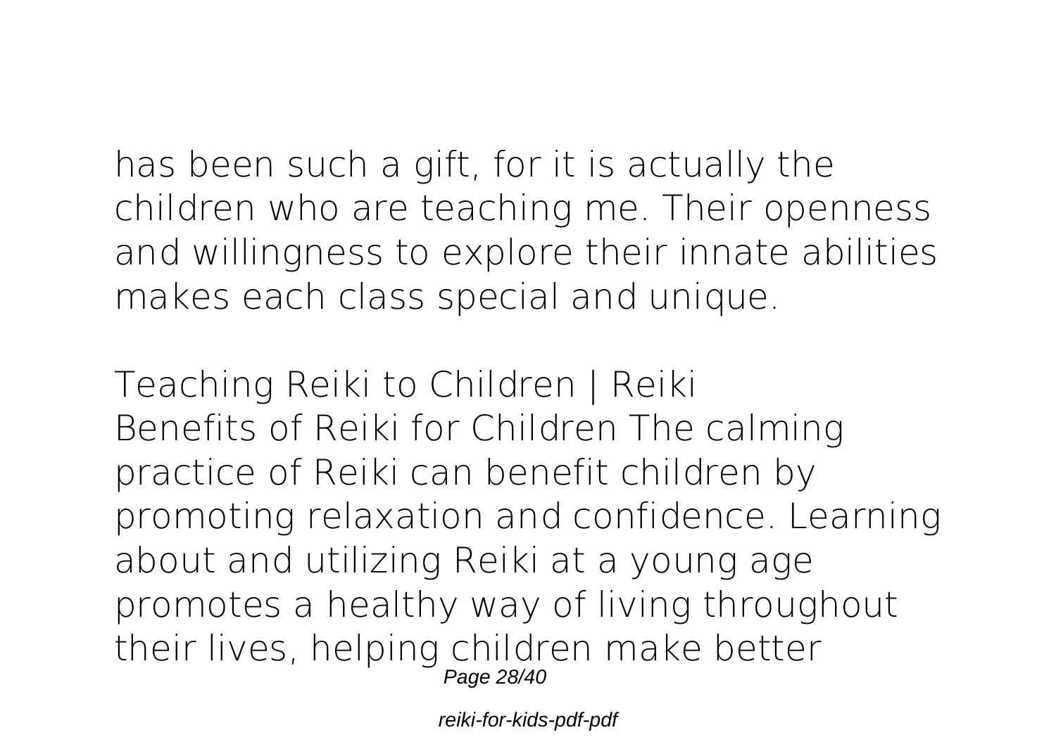has been such a gift, for it is actually the children who are teaching me. Their openness and willingness to explore their innate abilities makes each class special and unique.

**Teaching Reiki to Children | Reiki**

Benefits of Reiki for Children The calming practice of Reiki can benefit children by promoting relaxation and confidence. Learning about and utilizing Reiki at a young age promotes a healthy way of living throughout their lives, helping children make better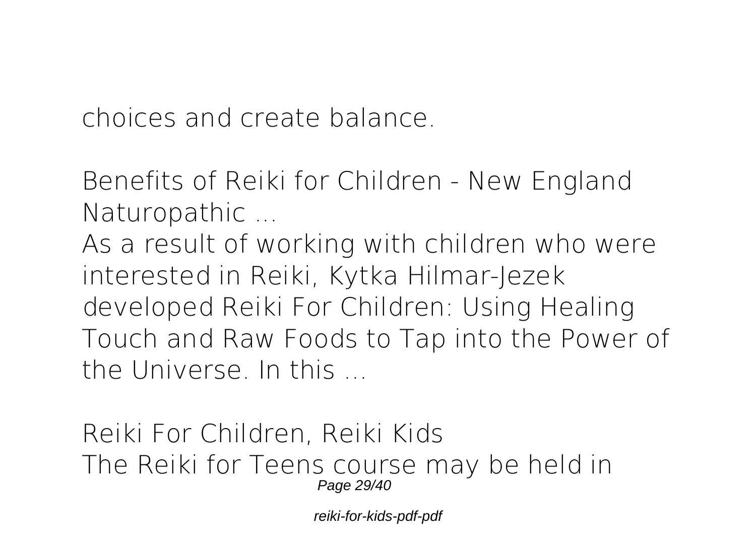choices and create balance.

**Benefits of Reiki for Children - New England Naturopathic ...**

As a result of working with children who were interested in Reiki, Kytka Hilmar-Jezek developed Reiki For Children: Using Healing Touch and Raw Foods to Tap into the Power of the Universe. In this ...

**Reiki For Children, Reiki Kids**

The Reiki for Teens course may be held in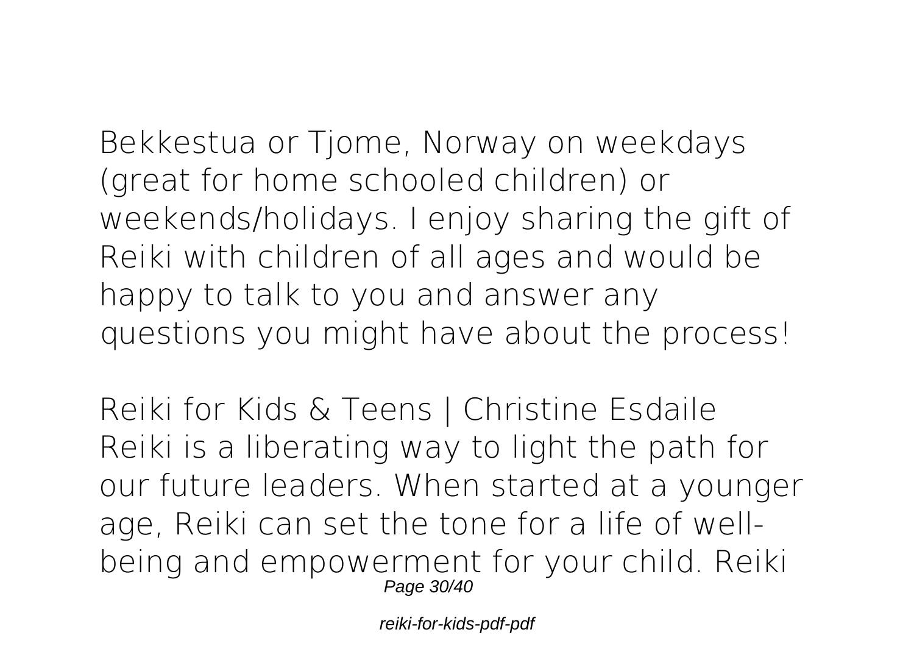Bekkestua or Tjome, Norway on weekdays (great for home schooled children) or weekends/holidays. I enjoy sharing the gift of Reiki with children of all ages and would be happy to talk to you and answer any questions you might have about the process!

**Reiki for Kids & Teens | Christine Esdaile**

Reiki is a liberating way to light the path for our future leaders. When started at a younger age, Reiki can set the tone for a life of well-being and empowerment for your child. Reiki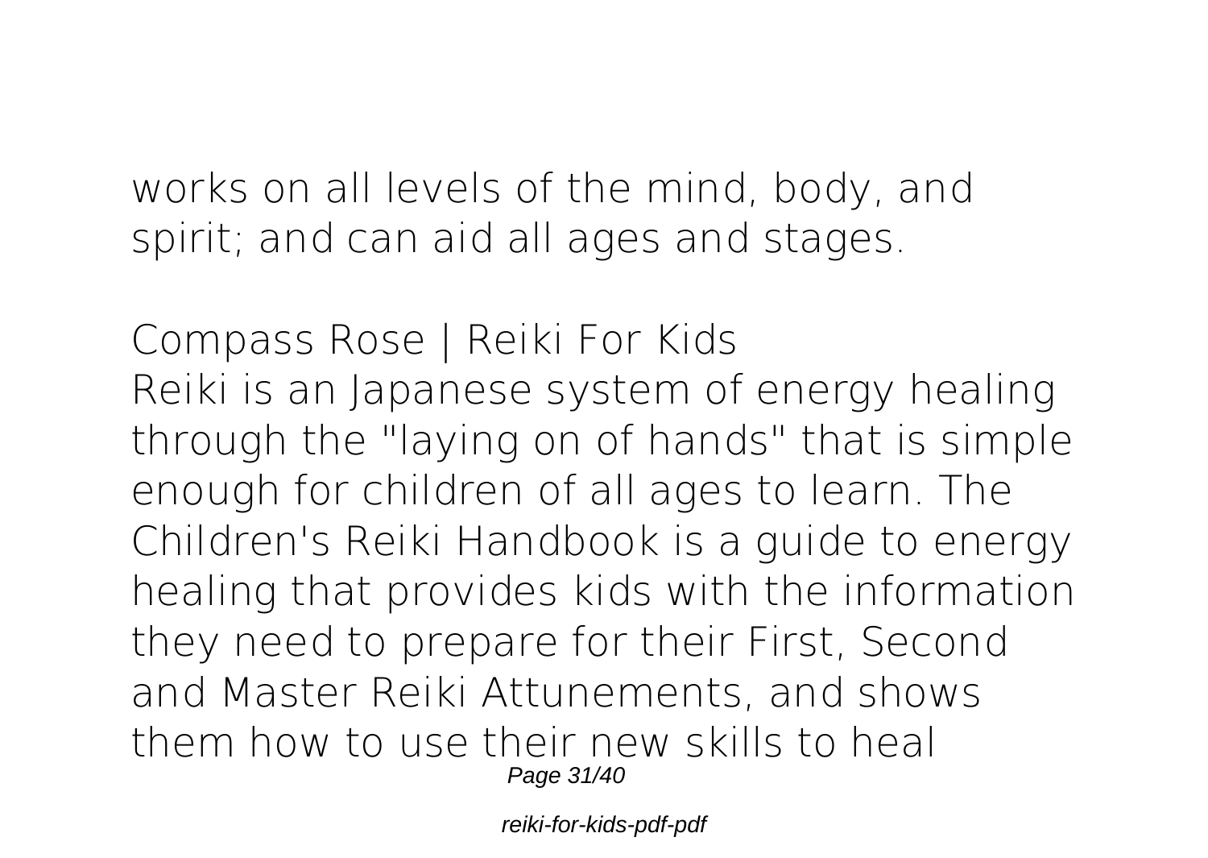works on all levels of the mind, body, and spirit; and can aid all ages and stages.

**Compass Rose | Reiki For Kids**

Reiki is an Japanese system of energy healing through the "laying on of hands" that is simple enough for children of all ages to learn. The Children's Reiki Handbook is a guide to energy healing that provides kids with the information they need to prepare for their First, Second and Master Reiki Attunements, and shows them how to use their new skills to heal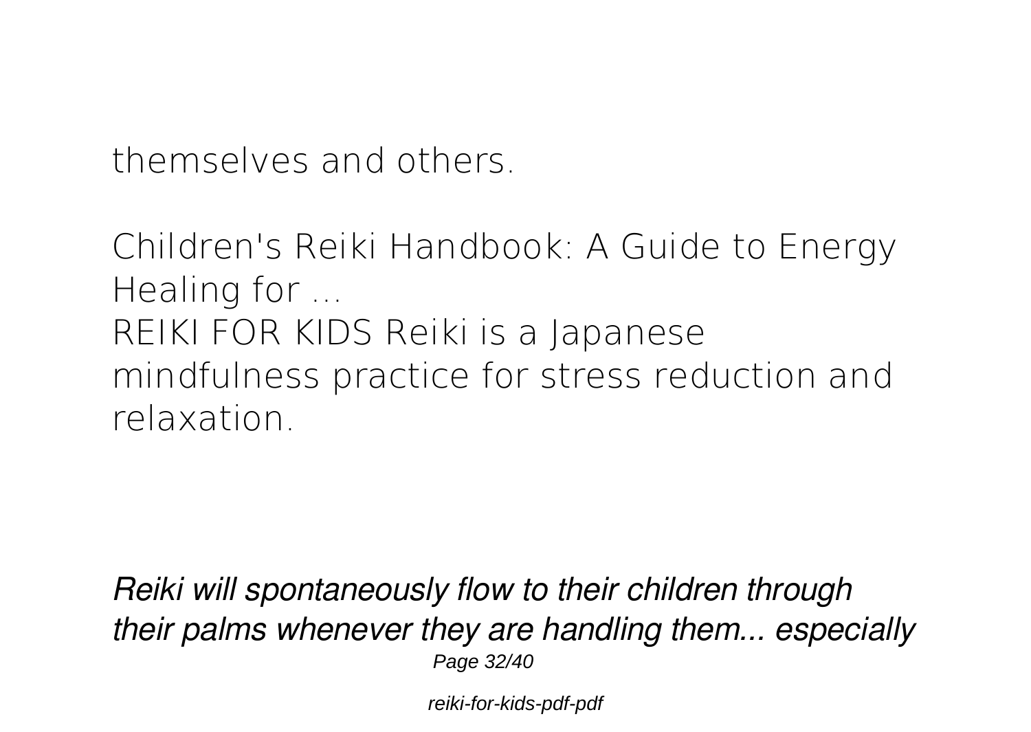themselves and others.

Children's Reiki Handbook: A Guide to Energy Healing for ...

REIKI FOR KIDS Reiki is a Japanese mindfulness practice for stress reduction and relaxation.

*Reiki will spontaneously flow to their children through their palms whenever they are handling them... especially*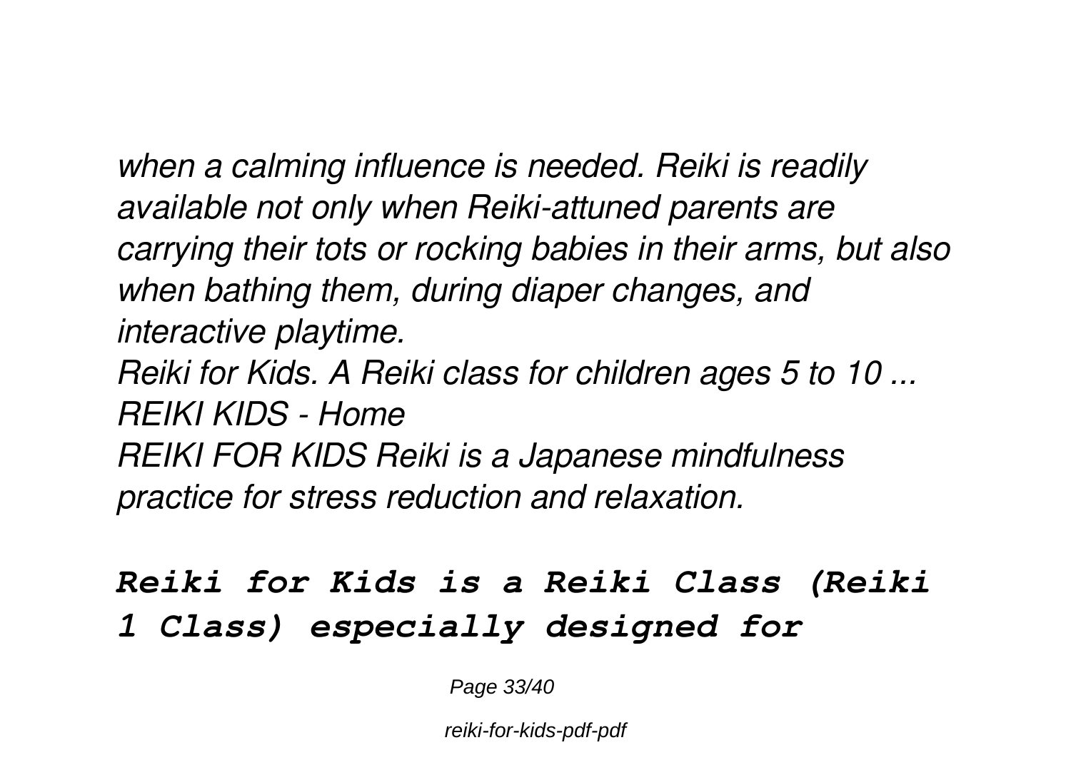*when a calming influence is needed. Reiki is readily available not only when Reiki-attuned parents are carrying their tots or rocking babies in their arms, but also when bathing them, during diaper changes, and interactive playtime.*

*Reiki for Kids. A Reiki class for children ages 5 to 10 ...*

*REIKI KIDS - Home*

*REIKI FOR KIDS Reiki is a Japanese mindfulness practice for stress reduction and relaxation.*

### *Reiki for Kids is a Reiki Class (Reiki 1 Class) especially designed for*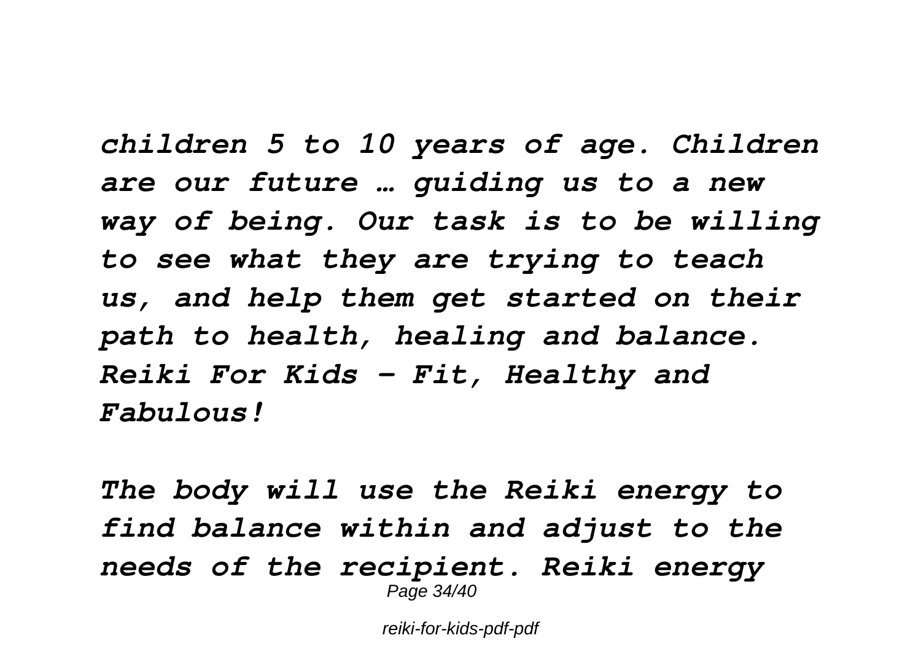*children 5 to 10 years of age. Children are our future … guiding us to a new way of being. Our task is to be willing to see what they are trying to teach us, and help them get started on their path to health, healing and balance. Reiki For Kids - Fit, Healthy and Fabulous!*

*The body will use the Reiki energy to find balance within and adjust to the needs of the recipient. Reiki energy*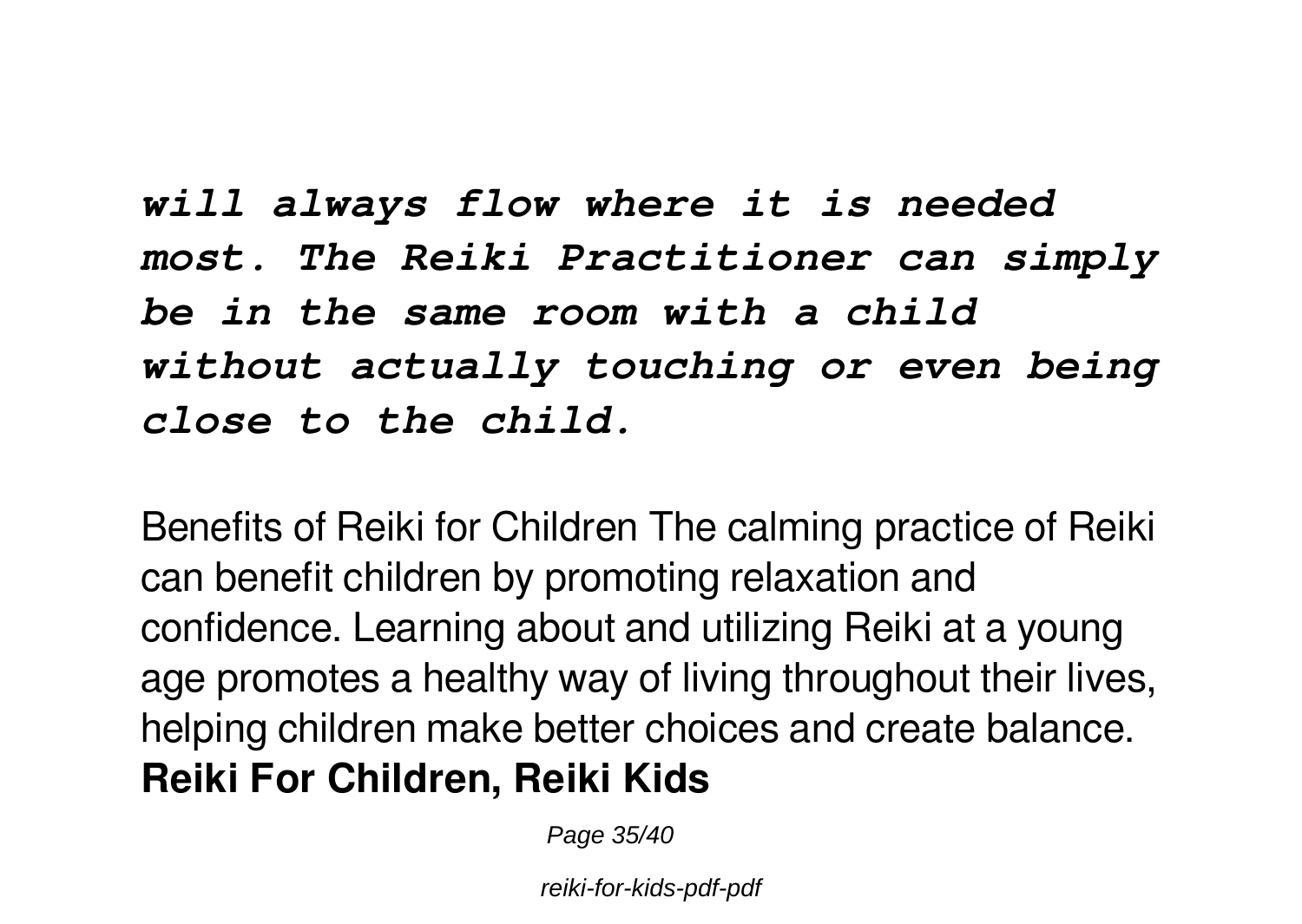***will always flow where it is needed most. The Reiki Practitioner can simply be in the same room with a child without actually touching or even being close to the child.***

Benefits of Reiki for Children The calming practice of Reiki can benefit children by promoting relaxation and confidence. Learning about and utilizing Reiki at a young age promotes a healthy way of living throughout their lives, helping children make better choices and create balance.

**Reiki For Children, Reiki Kids**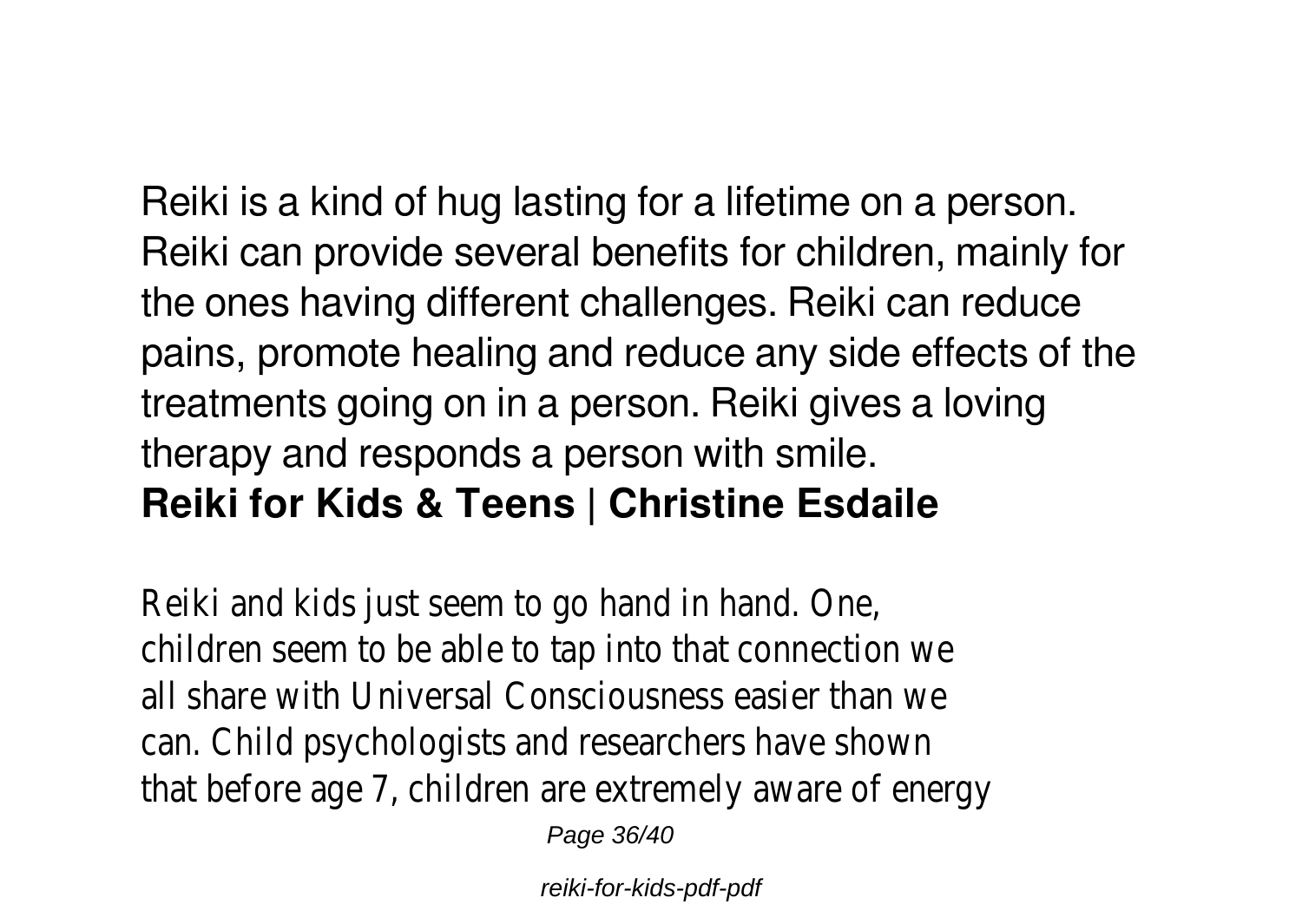Reiki is a kind of hug lasting for a lifetime on a person. Reiki can provide several benefits for children, mainly for the ones having different challenges. Reiki can reduce pains, promote healing and reduce any side effects of the treatments going on in a person. Reiki gives a loving therapy and responds a person with smile.

**Reiki for Kids & Teens | Christine Esdaile**

Reiki and kids just seem to go hand in hand. One, children seem to be able to tap into that connection we all share with Universal Consciousness easier than we can. Child psychologists and researchers have shown that before age 7, children are extremely aware of energy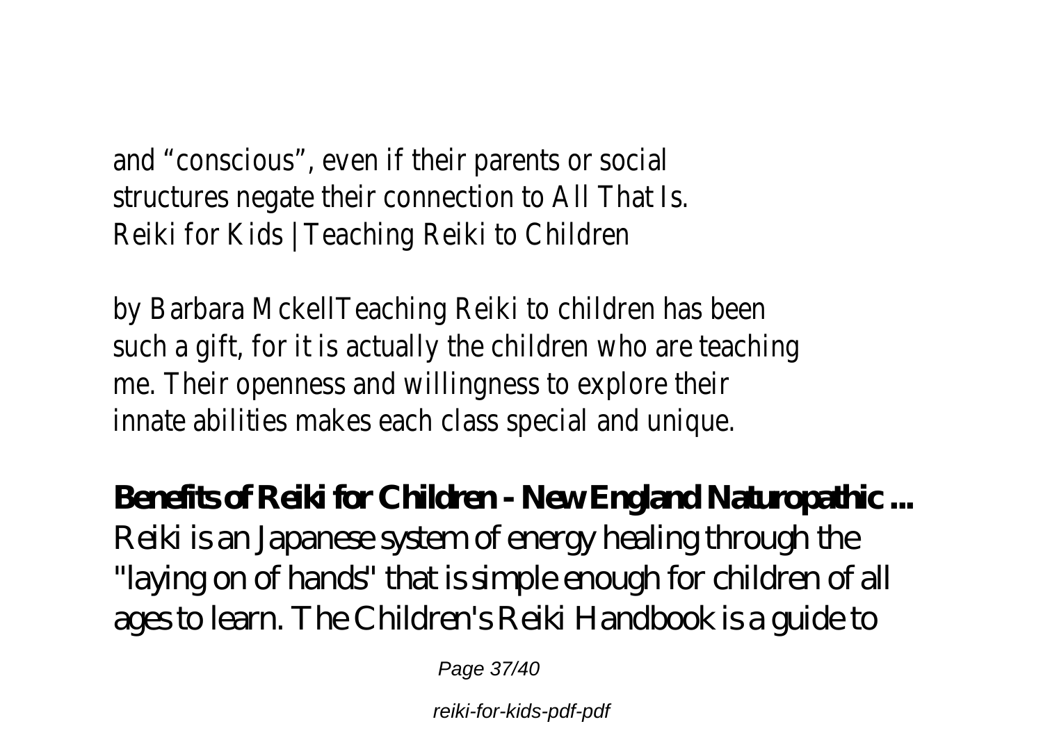and “conscious”, even if their parents or social structures negate their connection to All That Is.
Reiki for Kids | Teaching Reiki to Children

by Barbara MckellTeaching Reiki to children has been such a gift, for it is actually the children who are teaching me. Their openness and willingness to explore their innate abilities makes each class special and unique.

**Benefits of Reiki for Children - New England Naturopathic ...**

Reiki is an Japanese system of energy healing through the "laying on of hands" that is simple enough for children of all ages to learn. The Children's Reiki Handbook is a guide to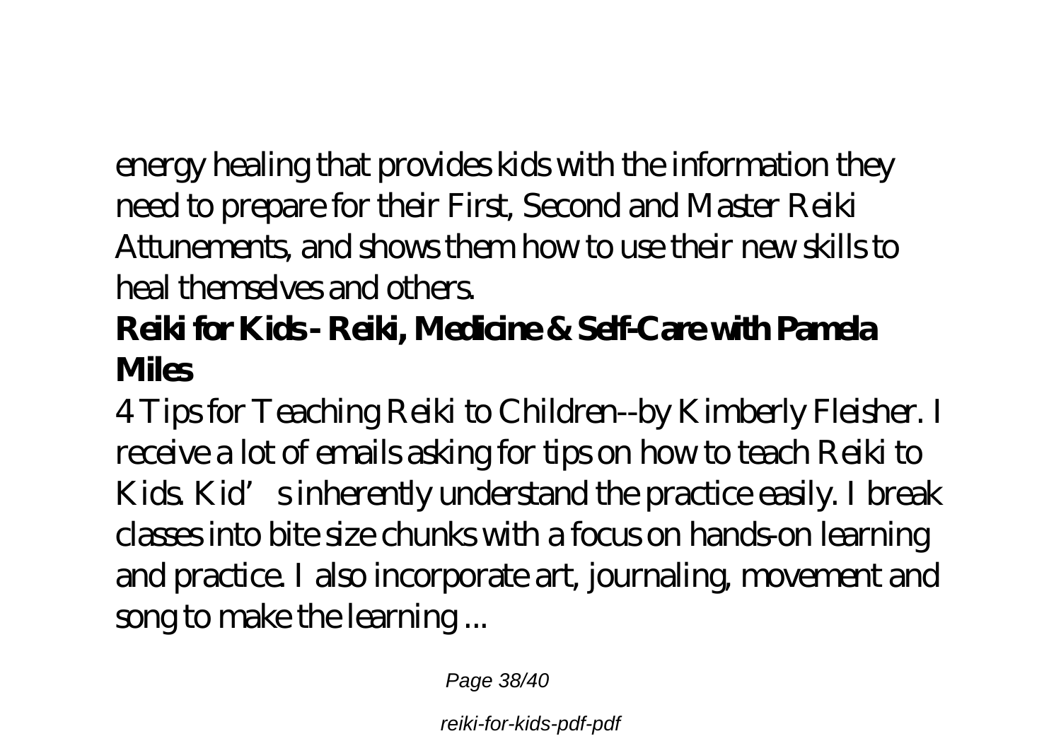energy healing that provides kids with the information they need to prepare for their First, Second and Master Reiki Attunements, and shows them how to use their new skills to heal themselves and others.

**Reiki for Kids - Reiki, Medicine & Self-Care with Pamela Miles**

4 Tips for Teaching Reiki to Children--by Kimberly Fleisher. I receive a lot of emails asking for tips on how to teach Reiki to Kids. Kid's inherently understand the practice easily. I break classes into bite size chunks with a focus on hands-on learning and practice. I also incorporate art, journaling, movement and song to make the learning ...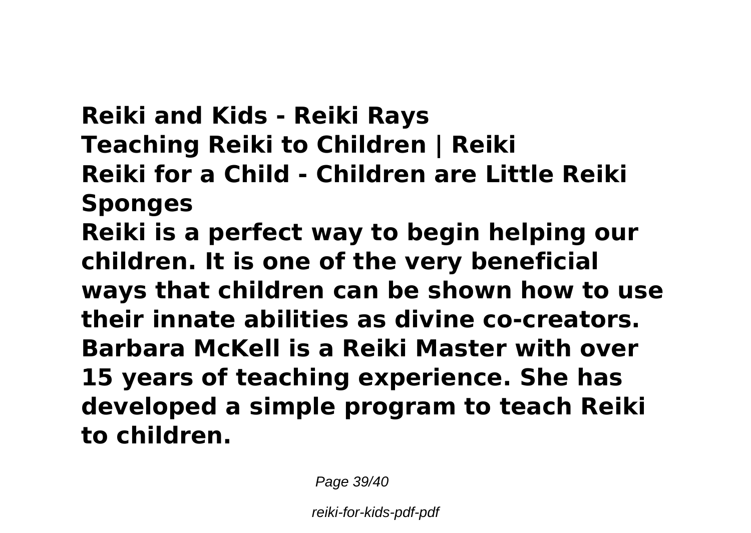**Reiki and Kids - Reiki Rays**
**Teaching Reiki to Children | Reiki**
**Reiki for a Child - Children are Little Reiki Sponges**
**Reiki is a perfect way to begin helping our children. It is one of the very beneficial ways that children can be shown how to use their innate abilities as divine co-creators. Barbara McKell is a Reiki Master with over 15 years of teaching experience. She has developed a simple program to teach Reiki to children.**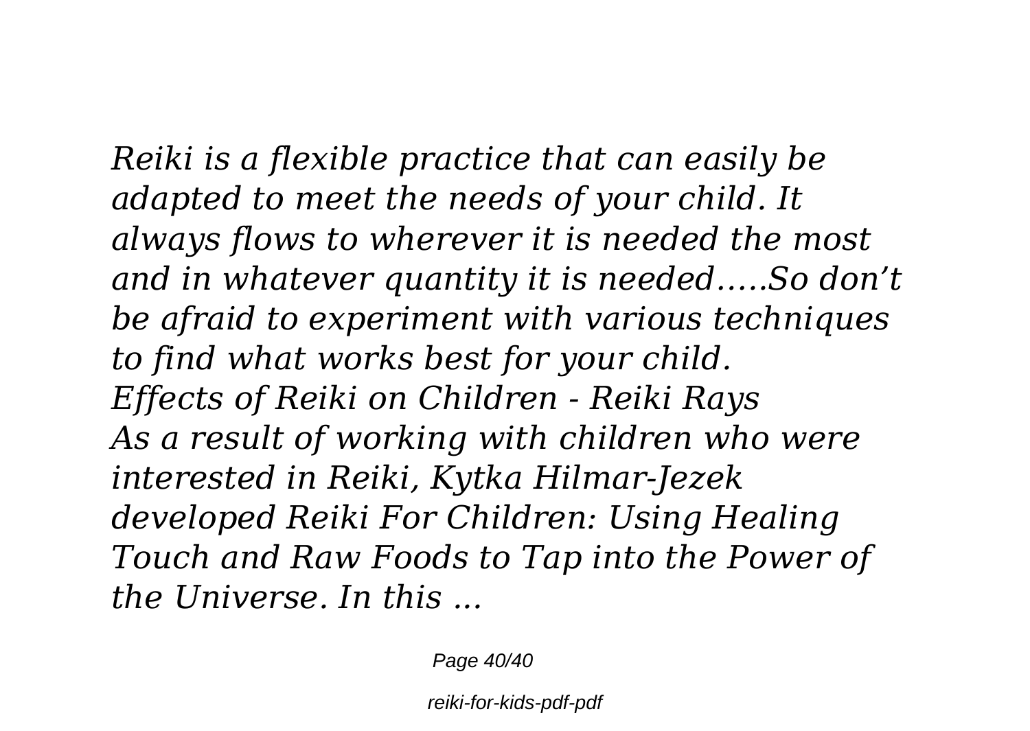*Reiki is a flexible practice that can easily be adapted to meet the needs of your child. It always flows to wherever it is needed the most and in whatever quantity it is needed…..So don't be afraid to experiment with various techniques to find what works best for your child.*

*Effects of Reiki on Children - Reiki Rays*

*As a result of working with children who were interested in Reiki, Kytka Hilmar-Jezek developed Reiki For Children: Using Healing Touch and Raw Foods to Tap into the Power of the Universe. In this ...*